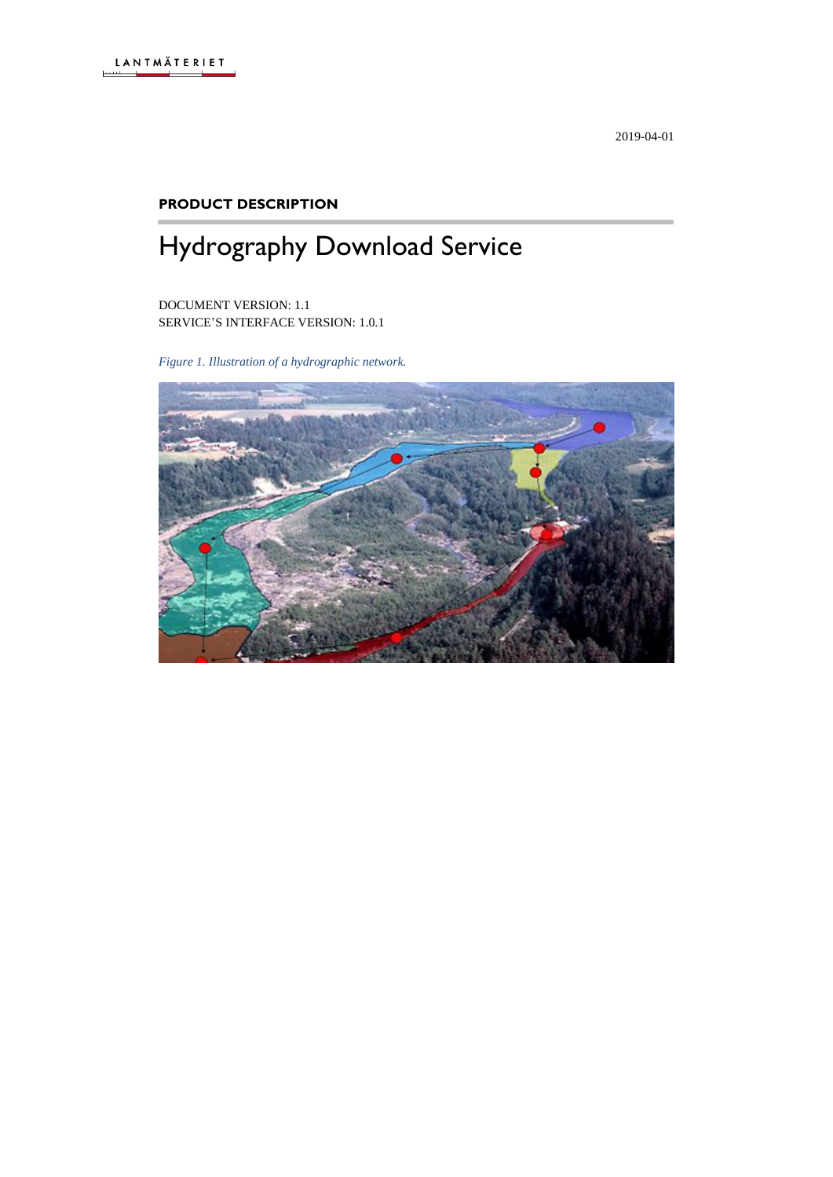LANTMÄTERIET

2019-04-01

**PRODUCT DESCRIPTION**

# Hydrography Download Service

DOCUMENT VERSION: 1.1
SERVICE'S INTERFACE VERSION: 1.0.1

*Figure 1. Illustration of a hydrographic network.*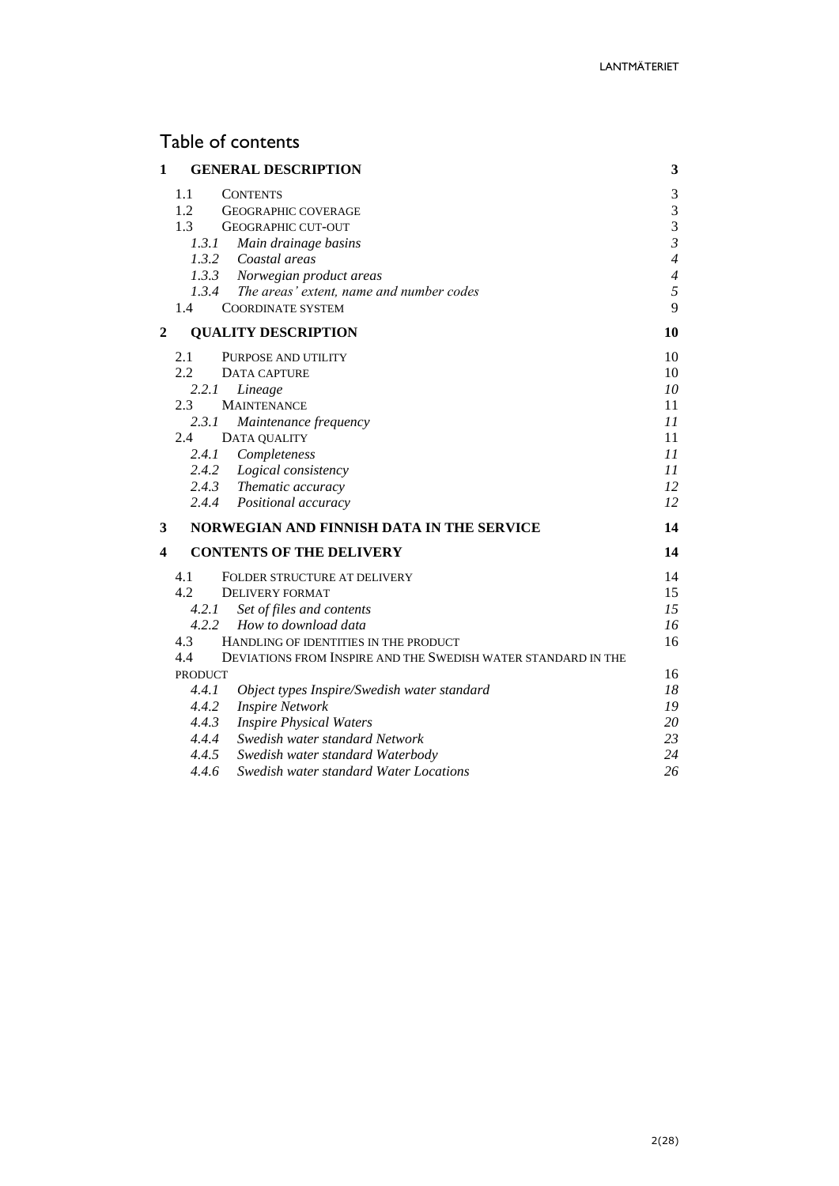# Table of contents

| | | |
|---|---|---|
| **1** | **GENERAL DESCRIPTION** | **3** |
| 1.1 | CONTENTS | 3 |
| 1.2 | GEOGRAPHIC COVERAGE | 3 |
| 1.3 | GEOGRAPHIC CUT-OUT | 3 |
| *1.3.1* | *Main drainage basins* | *3* |
| *1.3.2* | *Coastal areas* | *4* |
| *1.3.3* | *Norwegian product areas* | *4* |
| *1.3.4* | *The areas' extent, name and number codes* | *5* |
| 1.4 | COORDINATE SYSTEM | 9 |
| **2** | **QUALITY DESCRIPTION** | **10** |
| 2.1 | PURPOSE AND UTILITY | 10 |
| 2.2 | DATA CAPTURE | 10 |
| *2.2.1* | *Lineage* | *10* |
| 2.3 | MAINTENANCE | 11 |
| *2.3.1* | *Maintenance frequency* | *11* |
| 2.4 | DATA QUALITY | 11 |
| *2.4.1* | *Completeness* | *11* |
| *2.4.2* | *Logical consistency* | *11* |
| *2.4.3* | *Thematic accuracy* | *12* |
| *2.4.4* | *Positional accuracy* | *12* |
| **3** | **NORWEGIAN AND FINNISH DATA IN THE SERVICE** | **14** |
| **4** | **CONTENTS OF THE DELIVERY** | **14** |
| 4.1 | FOLDER STRUCTURE AT DELIVERY | 14 |
| 4.2 | DELIVERY FORMAT | 15 |
| *4.2.1* | *Set of files and contents* | *15* |
| *4.2.2* | *How to download data* | *16* |
| 4.3 | HANDLING OF IDENTITIES IN THE PRODUCT | 16 |
| 4.4 | DEVIATIONS FROM INSPIRE AND THE SWEDISH WATER STANDARD IN THE PRODUCT | 16 |
| *4.4.1* | *Object types Inspire/Swedish water standard* | *18* |
| *4.4.2* | *Inspire Network* | *19* |
| *4.4.3* | *Inspire Physical Waters* | *20* |
| *4.4.4* | *Swedish water standard Network* | *23* |
| *4.4.5* | *Swedish water standard Waterbody* | *24* |
| *4.4.6* | *Swedish water standard Water Locations* | *26* |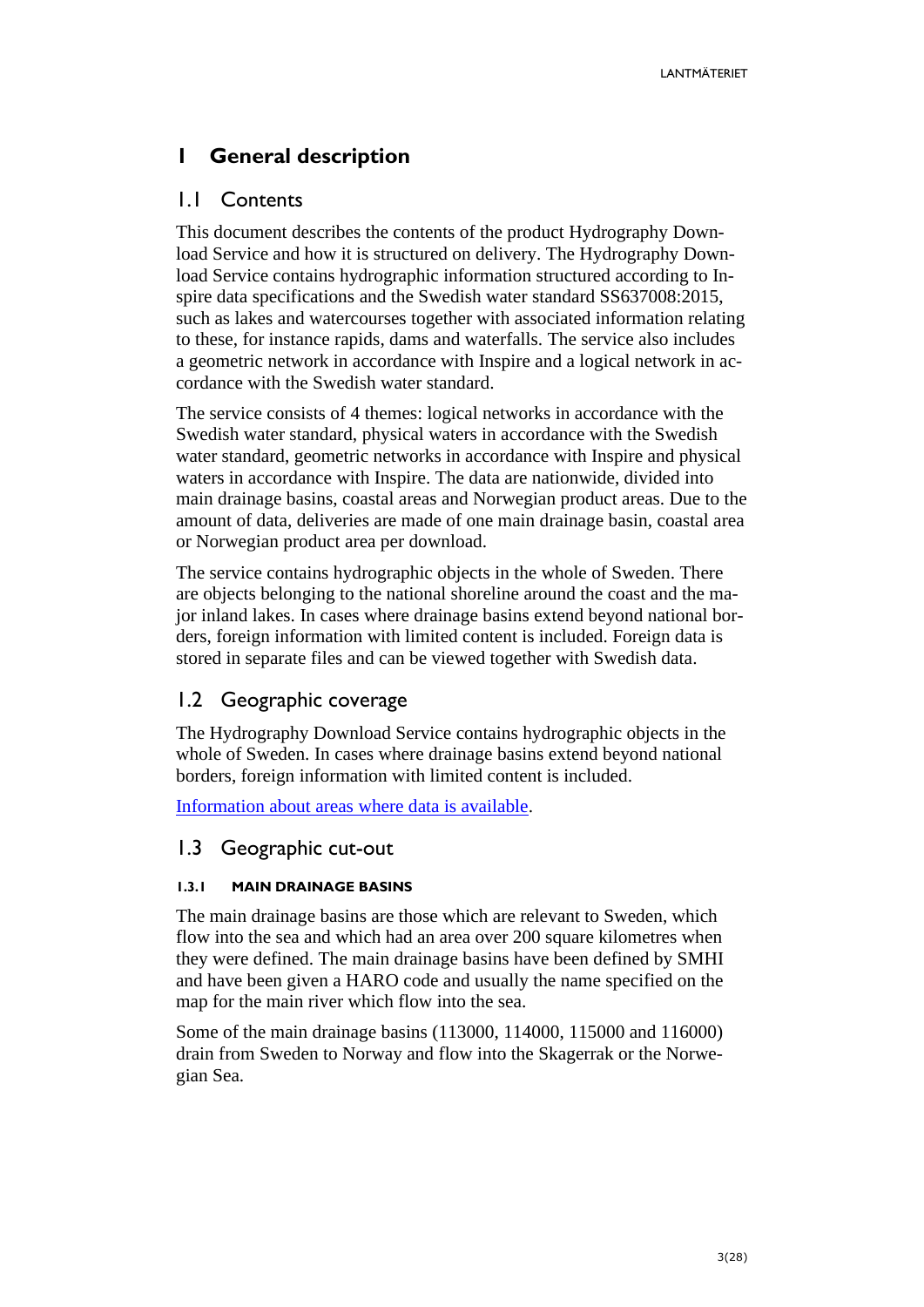# 1 General description

## 1.1 Contents

This document describes the contents of the product Hydrography Download Service and how it is structured on delivery. The Hydrography Download Service contains hydrographic information structured according to Inspire data specifications and the Swedish water standard SS637008:2015, such as lakes and watercourses together with associated information relating to these, for instance rapids, dams and waterfalls. The service also includes a geometric network in accordance with Inspire and a logical network in accordance with the Swedish water standard.

The service consists of 4 themes: logical networks in accordance with the Swedish water standard, physical waters in accordance with the Swedish water standard, geometric networks in accordance with Inspire and physical waters in accordance with Inspire. The data are nationwide, divided into main drainage basins, coastal areas and Norwegian product areas. Due to the amount of data, deliveries are made of one main drainage basin, coastal area or Norwegian product area per download.

The service contains hydrographic objects in the whole of Sweden. There are objects belonging to the national shoreline around the coast and the major inland lakes. In cases where drainage basins extend beyond national borders, foreign information with limited content is included. Foreign data is stored in separate files and can be viewed together with Swedish data.

## 1.2 Geographic coverage

The Hydrography Download Service contains hydrographic objects in the whole of Sweden. In cases where drainage basins extend beyond national borders, foreign information with limited content is included.

Information about areas where data is available.

## 1.3 Geographic cut-out

### 1.3.1 MAIN DRAINAGE BASINS

The main drainage basins are those which are relevant to Sweden, which flow into the sea and which had an area over 200 square kilometres when they were defined. The main drainage basins have been defined by SMHI and have been given a HARO code and usually the name specified on the map for the main river which flow into the sea.

Some of the main drainage basins (113000, 114000, 115000 and 116000) drain from Sweden to Norway and flow into the Skagerrak or the Norwegian Sea.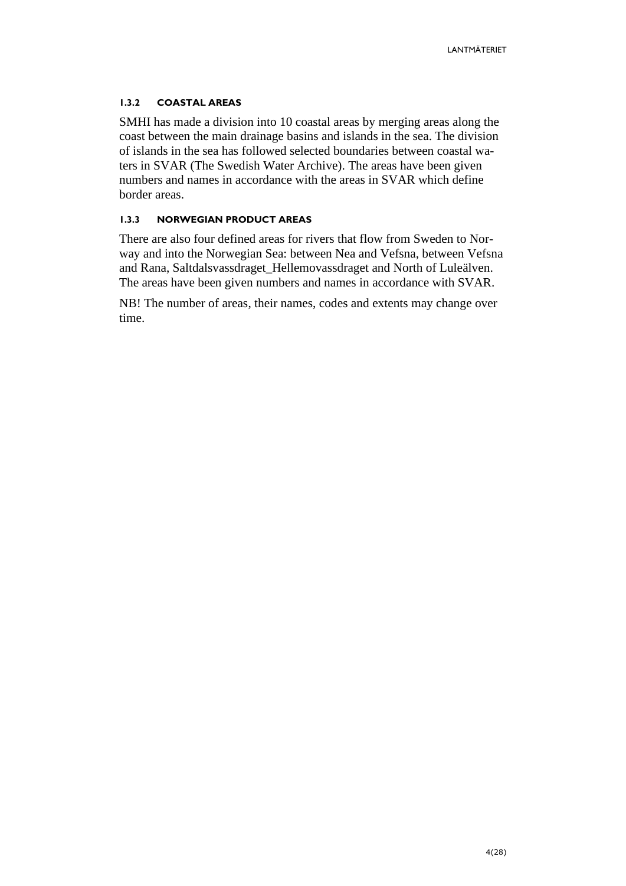#### 1.3.2 COASTAL AREAS

SMHI has made a division into 10 coastal areas by merging areas along the coast between the main drainage basins and islands in the sea. The division of islands in the sea has followed selected boundaries between coastal waters in SVAR (The Swedish Water Archive). The areas have been given numbers and names in accordance with the areas in SVAR which define border areas.

#### 1.3.3 NORWEGIAN PRODUCT AREAS

There are also four defined areas for rivers that flow from Sweden to Norway and into the Norwegian Sea: between Nea and Vefsna, between Vefsna and Rana, Saltdalsvassdraget_Hellemovassdraget and North of Luleälven. The areas have been given numbers and names in accordance with SVAR.

NB! The number of areas, their names, codes and extents may change over time.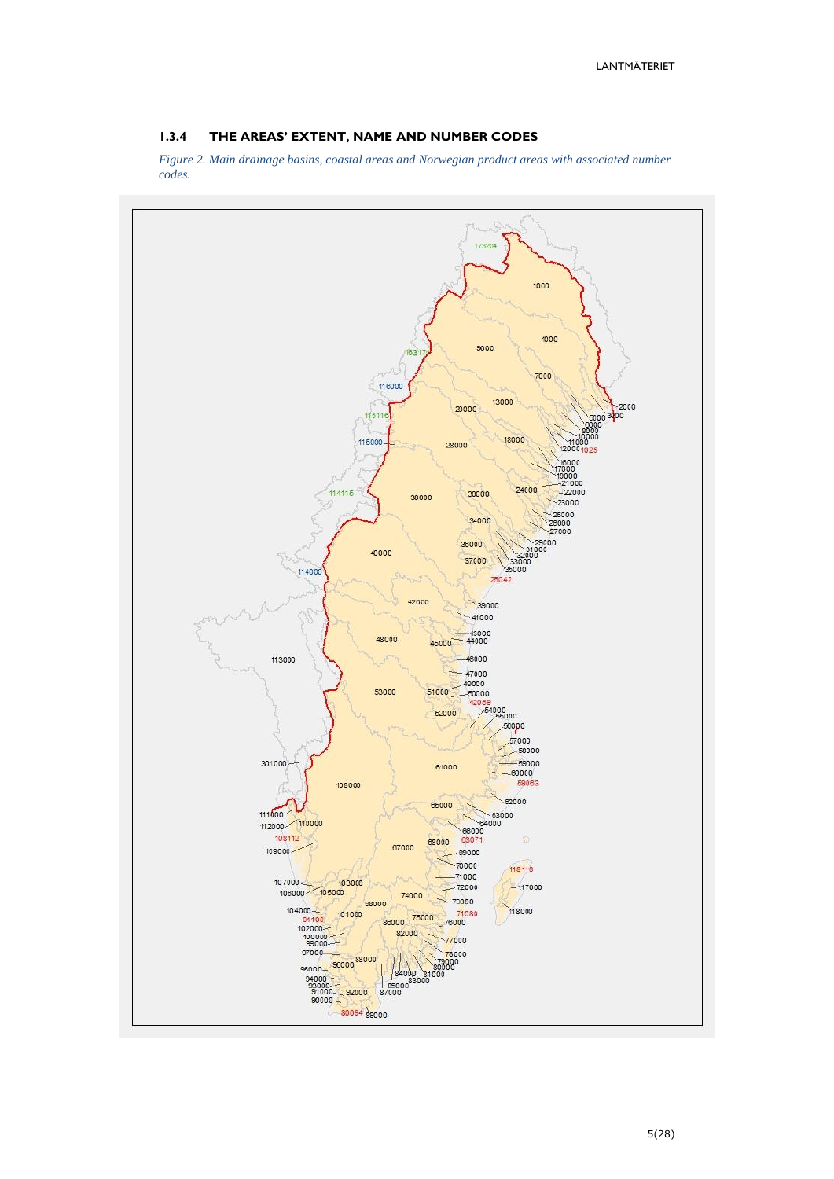### 1.3.4 THE AREAS' EXTENT, NAME AND NUMBER CODES

*Figure 2. Main drainage basins, coastal areas and Norwegian product areas with associated number codes.*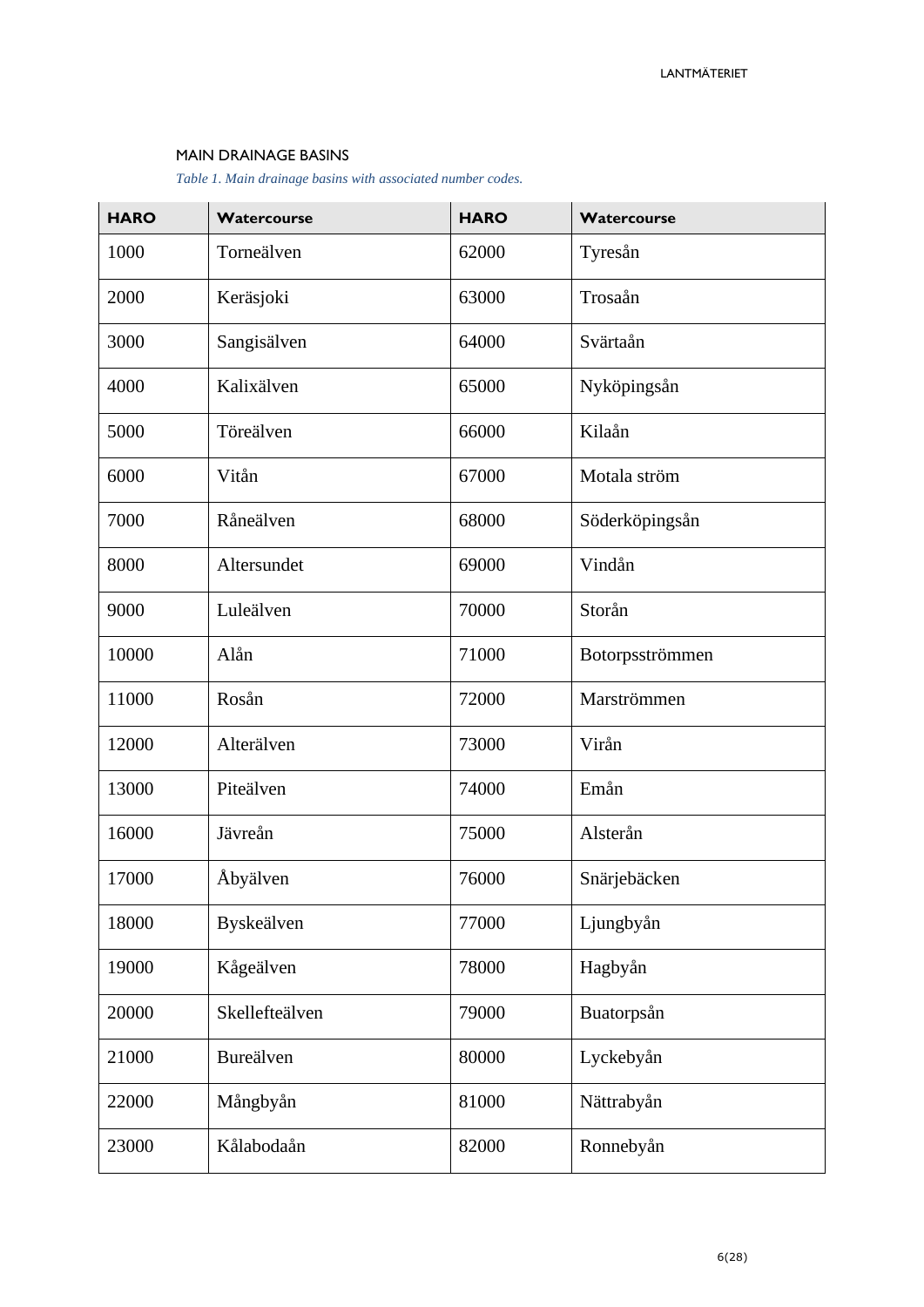## MAIN DRAINAGE BASINS

*Table 1. Main drainage basins with associated number codes.*

| HARO | Watercourse | HARO | Watercourse |
|---|---|---|---|
| 1000 | Torneälven | 62000 | Tyresån |
| 2000 | Keräsjoki | 63000 | Trosaån |
| 3000 | Sangisälven | 64000 | Svärtaån |
| 4000 | Kalixälven | 65000 | Nyköpingsån |
| 5000 | Töreälven | 66000 | Kilaån |
| 6000 | Vitån | 67000 | Motala ström |
| 7000 | Råneälven | 68000 | Söderköpingsån |
| 8000 | Altersundet | 69000 | Vindån |
| 9000 | Luleälven | 70000 | Storån |
| 10000 | Alån | 71000 | Botorpsströmmen |
| 11000 | Rosån | 72000 | Marströmmen |
| 12000 | Alterälven | 73000 | Virån |
| 13000 | Piteälven | 74000 | Emån |
| 16000 | Jävreån | 75000 | Alsterån |
| 17000 | Åbyälven | 76000 | Snärjebäcken |
| 18000 | Byskeälven | 77000 | Ljungbyån |
| 19000 | Kågeälven | 78000 | Hagbyån |
| 20000 | Skellefteälven | 79000 | Buatorpsån |
| 21000 | Bureälven | 80000 | Lyckebyån |
| 22000 | Mångbyån | 81000 | Nättrabyån |
| 23000 | Kålabodaån | 82000 | Ronnebyån |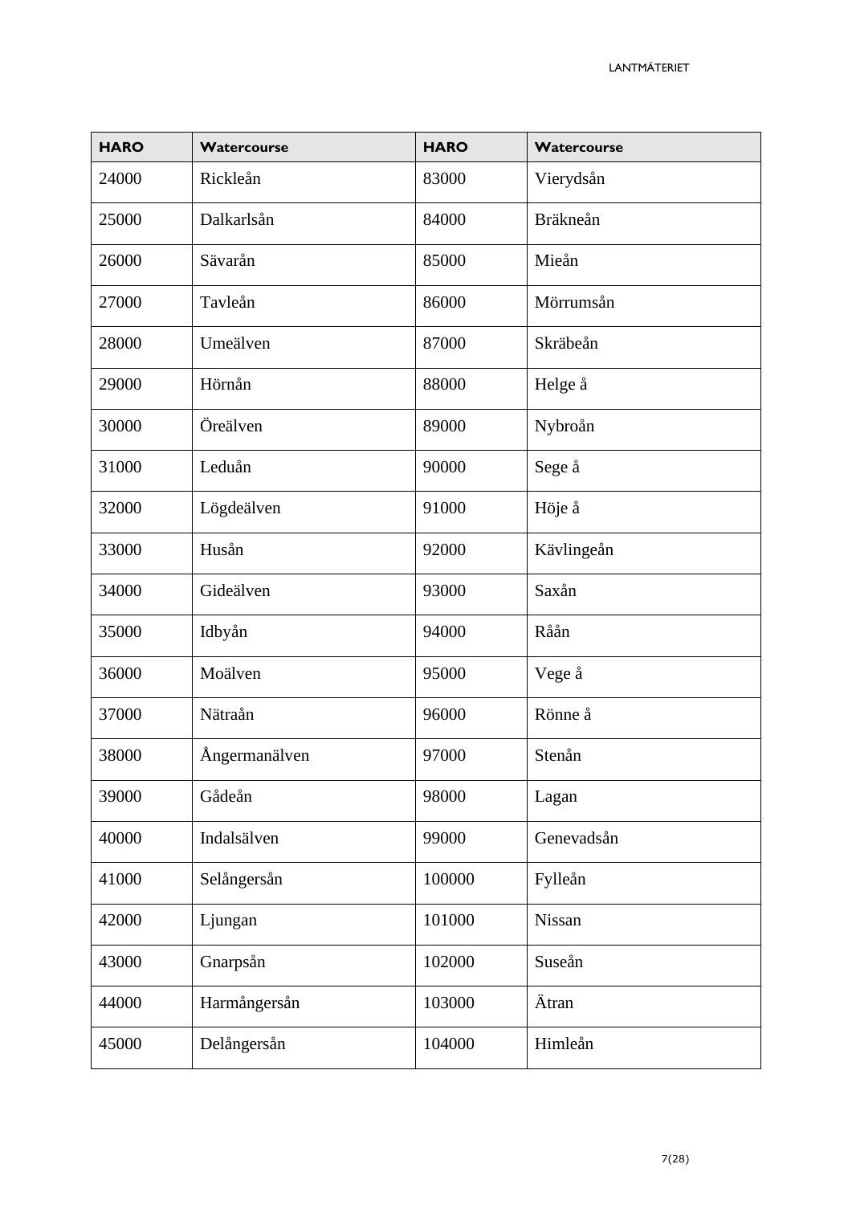| HARO | Watercourse | HARO | Watercourse |
|---|---|---|---|
| 24000 | Rickleån | 83000 | Vierydsån |
| 25000 | Dalkarlsån | 84000 | Bräkneån |
| 26000 | Sävarån | 85000 | Mieån |
| 27000 | Tavleån | 86000 | Mörrumsån |
| 28000 | Umeälven | 87000 | Skräbeån |
| 29000 | Hörnån | 88000 | Helge å |
| 30000 | Öreälven | 89000 | Nybroån |
| 31000 | Leduån | 90000 | Sege å |
| 32000 | Lögdeälven | 91000 | Höje å |
| 33000 | Husån | 92000 | Kävlingeån |
| 34000 | Gideälven | 93000 | Saxån |
| 35000 | Idbyån | 94000 | Råån |
| 36000 | Moälven | 95000 | Vege å |
| 37000 | Nätraån | 96000 | Rönne å |
| 38000 | Ångermanälven | 97000 | Stenån |
| 39000 | Gådeån | 98000 | Lagan |
| 40000 | Indalsälven | 99000 | Genevadsån |
| 41000 | Selångersån | 100000 | Fylleån |
| 42000 | Ljungan | 101000 | Nissan |
| 43000 | Gnarpsån | 102000 | Suseån |
| 44000 | Harmångersån | 103000 | Ätran |
| 45000 | Delångersån | 104000 | Himleån |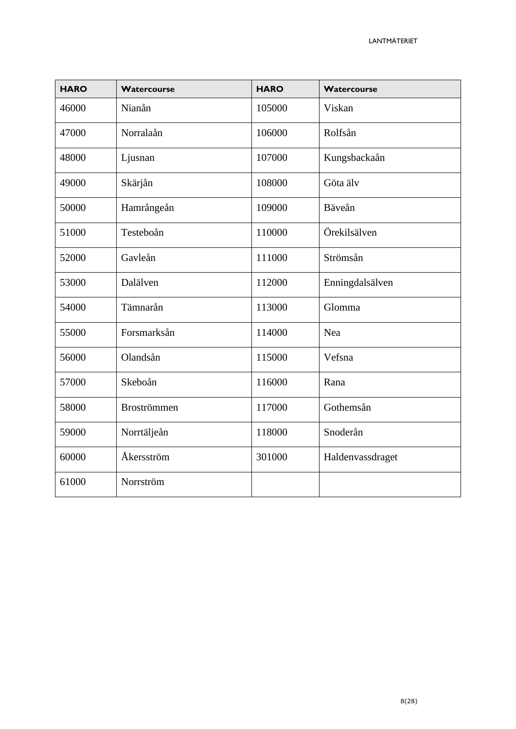| HARO | Watercourse | HARO | Watercourse |
|---|---|---|---|
| 46000 | Nianån | 105000 | Viskan |
| 47000 | Norralaån | 106000 | Rolfsån |
| 48000 | Ljusnan | 107000 | Kungsbackaån |
| 49000 | Skärjån | 108000 | Göta älv |
| 50000 | Hamrångeån | 109000 | Bäveån |
| 51000 | Testeboån | 110000 | Örekilsälven |
| 52000 | Gavleån | 111000 | Strömsån |
| 53000 | Dalälven | 112000 | Enningdalsälven |
| 54000 | Tämnarån | 113000 | Glomma |
| 55000 | Forsmarksån | 114000 | Nea |
| 56000 | Olandsån | 115000 | Vefsna |
| 57000 | Skeboån | 116000 | Rana |
| 58000 | Broströmmen | 117000 | Gothemsån |
| 59000 | Norrtäljeån | 118000 | Snoderån |
| 60000 | Åkersström | 301000 | Haldenvassdraget |
| 61000 | Norrström | | |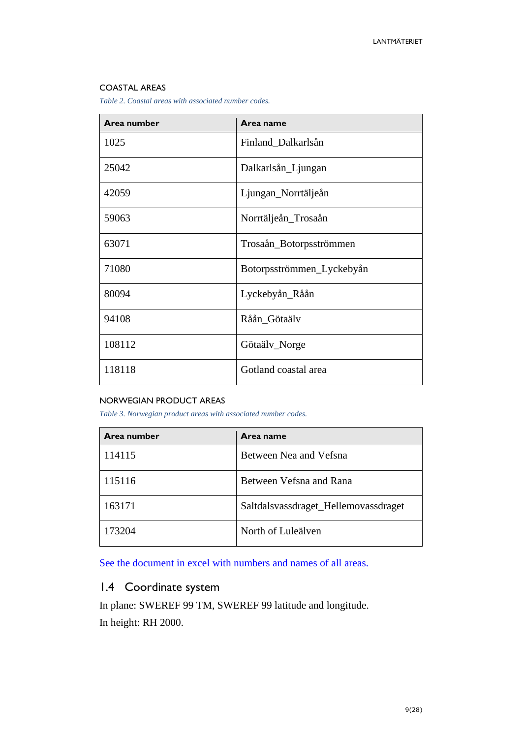### COASTAL AREAS

*Table 2. Coastal areas with associated number codes.*

| Area number | Area name |
|---|---|
| 1025 | Finland_Dalkarlsån |
| 25042 | Dalkarlsån_Ljungan |
| 42059 | Ljungan_Norrtäljeån |
| 59063 | Norrtäljeån_Trosaån |
| 63071 | Trosaån_Botorpsströmmen |
| 71080 | Botorpsströmmen_Lyckebyån |
| 80094 | Lyckebyån_Råån |
| 94108 | Råån_Götaälv |
| 108112 | Götaälv_Norge |
| 118118 | Gotland coastal area |

### NORWEGIAN PRODUCT AREAS

*Table 3. Norwegian product areas with associated number codes.*

| Area number | Area name |
|---|---|
| 114115 | Between Nea and Vefsna |
| 115116 | Between Vefsna and Rana |
| 163171 | Saltdalsvassdraget_Hellemovassdraget |
| 173204 | North of Luleälven |

See the document in excel with numbers and names of all areas.

## 1.4 Coordinate system

In plane: SWEREF 99 TM, SWEREF 99 latitude and longitude.

In height: RH 2000.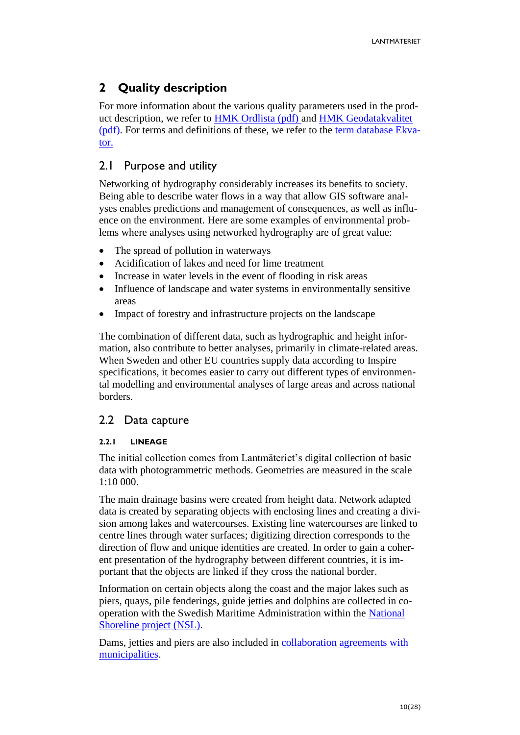# 2 Quality description

For more information about the various quality parameters used in the product description, we refer to HMK Ordlista (pdf) and HMK Geodatakvalitet (pdf). For terms and definitions of these, we refer to the term database Ekvator.

## 2.1 Purpose and utility

Networking of hydrography considerably increases its benefits to society. Being able to describe water flows in a way that allow GIS software analyses enables predictions and management of consequences, as well as influence on the environment. Here are some examples of environmental problems where analyses using networked hydrography are of great value:

- The spread of pollution in waterways
- Acidification of lakes and need for lime treatment
- Increase in water levels in the event of flooding in risk areas
- Influence of landscape and water systems in environmentally sensitive areas
- Impact of forestry and infrastructure projects on the landscape

The combination of different data, such as hydrographic and height information, also contribute to better analyses, primarily in climate-related areas. When Sweden and other EU countries supply data according to Inspire specifications, it becomes easier to carry out different types of environmental modelling and environmental analyses of large areas and across national borders.

## 2.2 Data capture

### 2.2.1 LINEAGE

The initial collection comes from Lantmäteriet's digital collection of basic data with photogrammetric methods. Geometries are measured in the scale 1:10 000.

The main drainage basins were created from height data. Network adapted data is created by separating objects with enclosing lines and creating a division among lakes and watercourses. Existing line watercourses are linked to centre lines through water surfaces; digitizing direction corresponds to the direction of flow and unique identities are created. In order to gain a coherent presentation of the hydrography between different countries, it is important that the objects are linked if they cross the national border.

Information on certain objects along the coast and the major lakes such as piers, quays, pile fenderings, guide jetties and dolphins are collected in cooperation with the Swedish Maritime Administration within the National Shoreline project (NSL).

Dams, jetties and piers are also included in collaboration agreements with municipalities.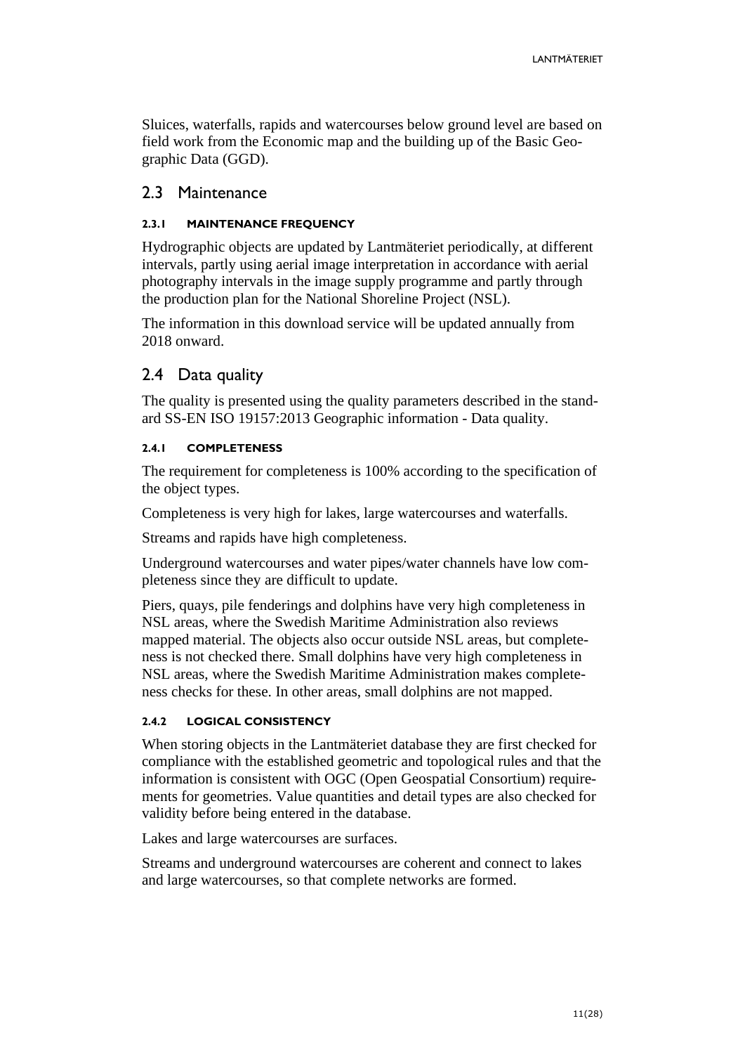Sluices, waterfalls, rapids and watercourses below ground level are based on field work from the Economic map and the building up of the Basic Geographic Data (GGD).

## 2.3 Maintenance

#### 2.3.1 MAINTENANCE FREQUENCY

Hydrographic objects are updated by Lantmäteriet periodically, at different intervals, partly using aerial image interpretation in accordance with aerial photography intervals in the image supply programme and partly through the production plan for the National Shoreline Project (NSL).

The information in this download service will be updated annually from 2018 onward.

## 2.4 Data quality

The quality is presented using the quality parameters described in the standard SS-EN ISO 19157:2013 Geographic information - Data quality.

#### 2.4.1 COMPLETENESS

The requirement for completeness is 100% according to the specification of the object types.

Completeness is very high for lakes, large watercourses and waterfalls.

Streams and rapids have high completeness.

Underground watercourses and water pipes/water channels have low completeness since they are difficult to update.

Piers, quays, pile fenderings and dolphins have very high completeness in NSL areas, where the Swedish Maritime Administration also reviews mapped material. The objects also occur outside NSL areas, but completeness is not checked there. Small dolphins have very high completeness in NSL areas, where the Swedish Maritime Administration makes completeness checks for these. In other areas, small dolphins are not mapped.

#### 2.4.2 LOGICAL CONSISTENCY

When storing objects in the Lantmäteriet database they are first checked for compliance with the established geometric and topological rules and that the information is consistent with OGC (Open Geospatial Consortium) requirements for geometries. Value quantities and detail types are also checked for validity before being entered in the database.

Lakes and large watercourses are surfaces.

Streams and underground watercourses are coherent and connect to lakes and large watercourses, so that complete networks are formed.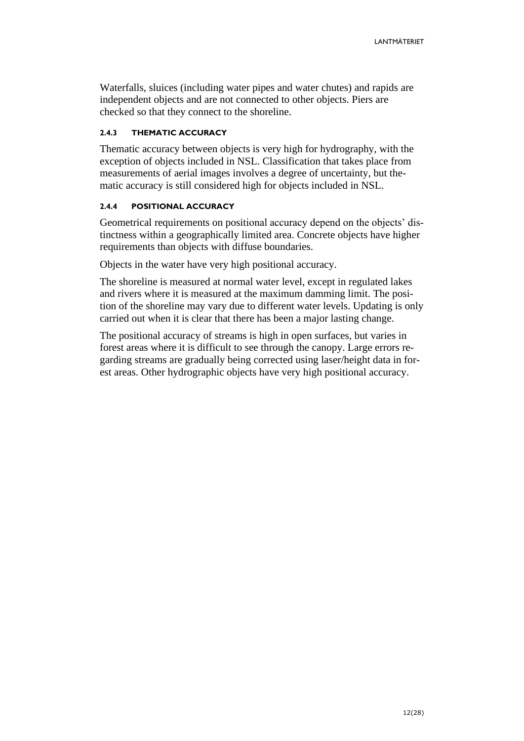Waterfalls, sluices (including water pipes and water chutes) and rapids are independent objects and are not connected to other objects. Piers are checked so that they connect to the shoreline.

#### 2.4.3 THEMATIC ACCURACY

Thematic accuracy between objects is very high for hydrography, with the exception of objects included in NSL. Classification that takes place from measurements of aerial images involves a degree of uncertainty, but thematic accuracy is still considered high for objects included in NSL.

#### 2.4.4 POSITIONAL ACCURACY

Geometrical requirements on positional accuracy depend on the objects' distinctness within a geographically limited area. Concrete objects have higher requirements than objects with diffuse boundaries.

Objects in the water have very high positional accuracy.

The shoreline is measured at normal water level, except in regulated lakes and rivers where it is measured at the maximum damming limit. The position of the shoreline may vary due to different water levels. Updating is only carried out when it is clear that there has been a major lasting change.

The positional accuracy of streams is high in open surfaces, but varies in forest areas where it is difficult to see through the canopy. Large errors regarding streams are gradually being corrected using laser/height data in forest areas. Other hydrographic objects have very high positional accuracy.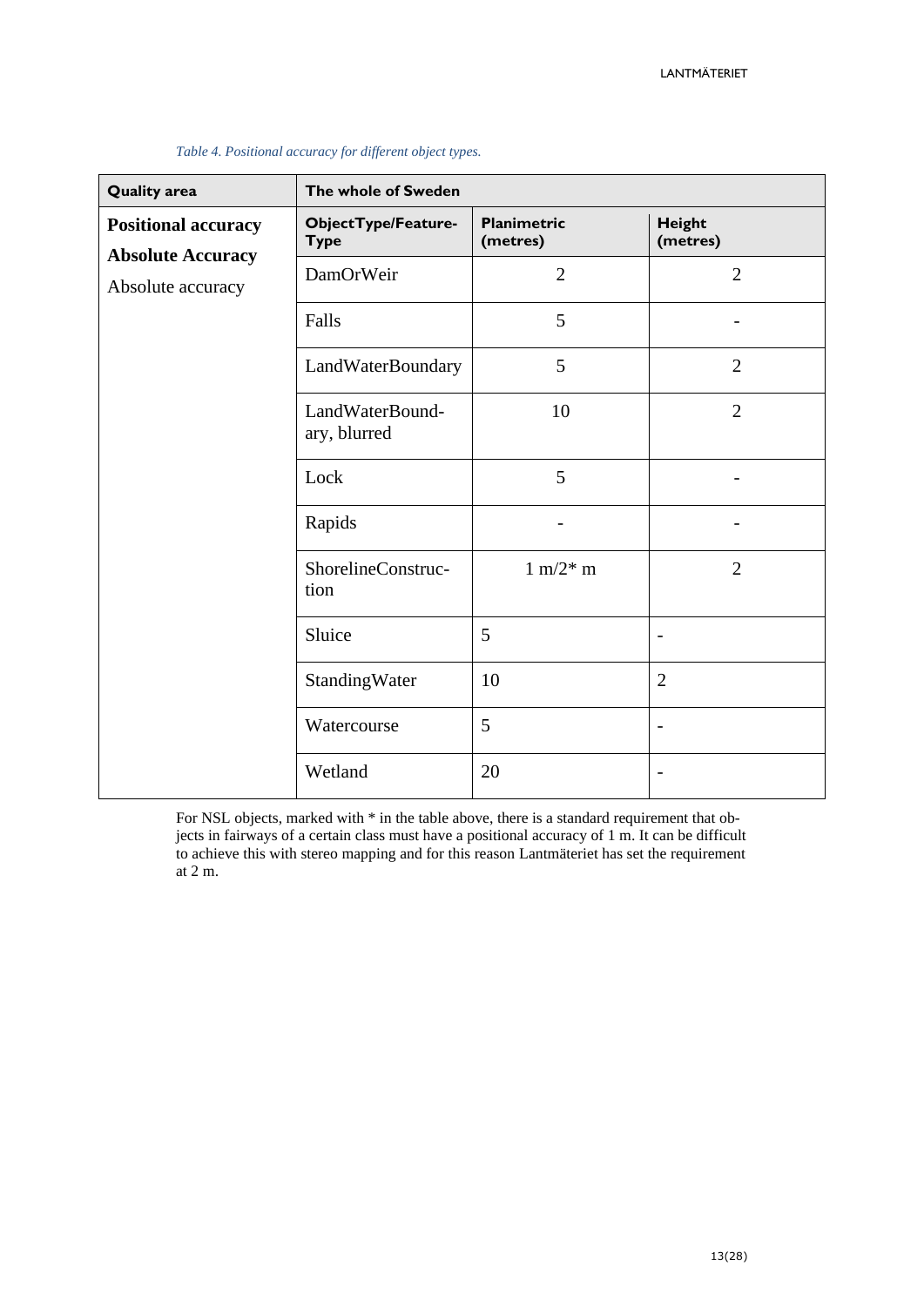*Table 4. Positional accuracy for different object types.*

| Quality area | The whole of Sweden | | |
|---|---|---|---|
| **Positional accuracy** | **ObjectType/FeatureType** | **Planimetric (metres)** | **Height (metres)** |
| **Absolute Accuracy** | DamOrWeir | 2 | 2 |
| Absolute accuracy | Falls | 5 | - |
| | LandWaterBoundary | 5 | 2 |
| | LandWaterBoundary, blurred | 10 | 2 |
| | Lock | 5 | - |
| | Rapids | - | - |
| | ShorelineConstruction | 1 m/2* m | 2 |
| | Sluice | 5 | - |
| | StandingWater | 10 | 2 |
| | Watercourse | 5 | - |
| | Wetland | 20 | - |

For NSL objects, marked with * in the table above, there is a standard requirement that objects in fairways of a certain class must have a positional accuracy of 1 m. It can be difficult to achieve this with stereo mapping and for this reason Lantmäteriet has set the requirement at 2 m.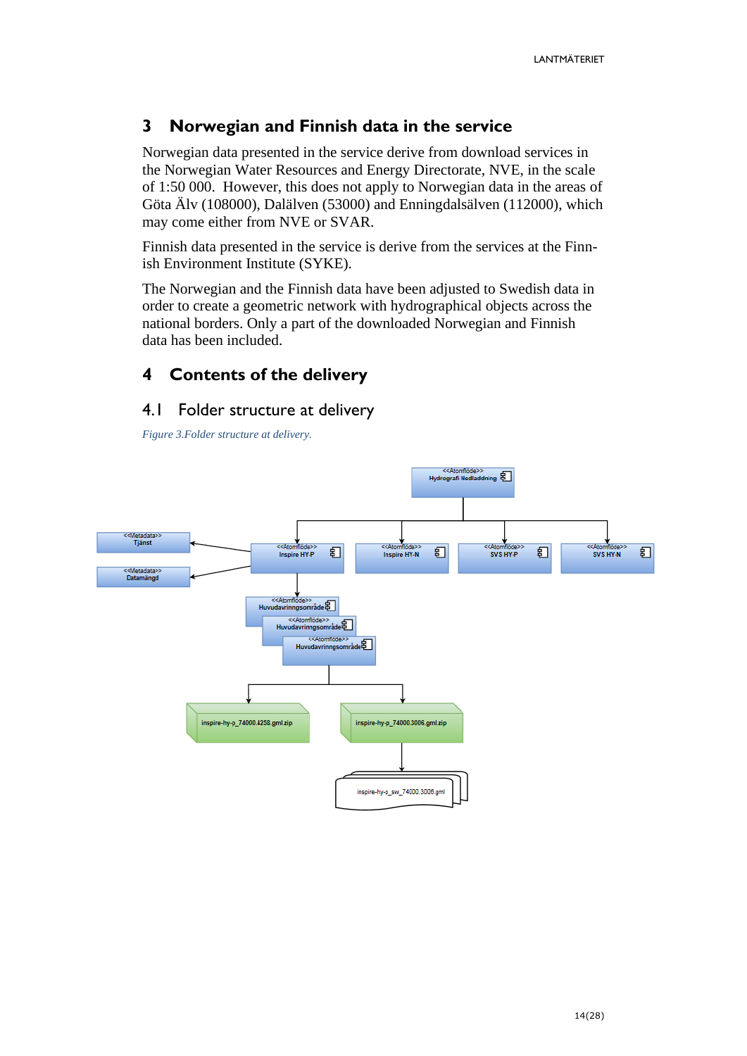# 3 Norwegian and Finnish data in the service

Norwegian data presented in the service derive from download services in the Norwegian Water Resources and Energy Directorate, NVE, in the scale of 1:50 000. However, this does not apply to Norwegian data in the areas of Göta Älv (108000), Dalälven (53000) and Enningdalsälven (112000), which may come either from NVE or SVAR.

Finnish data presented in the service is derive from the services at the Finnish Environment Institute (SYKE).

The Norwegian and the Finnish data have been adjusted to Swedish data in order to create a geometric network with hydrographical objects across the national borders. Only a part of the downloaded Norwegian and Finnish data has been included.

# 4 Contents of the delivery

## 4.1 Folder structure at delivery

*Figure 3.Folder structure at delivery.*

<<Atomflöde>> Hydrografi Nedladdning

<<Metadata>> Tjänst

<<Metadata>> Datamängd

<<Atomflöde>> Inspire HY-P

<<Atomflöde>> Inspire HY-N

<<Atomflöde>> SVS HY-P

<<Atomflöde>> SVS HY-N

<<Atomflöde>> Huvudavrinngsområde

<<Atomflöde>> Huvudavrinngsområde

<<Atomflöde>> Huvudavrinngsområde

inspire-hy-p_74000.4258.gml.zip

inspire-hy-p_74000.3006.gml.zip

inspire-hy-p_sw_74000.3006.gml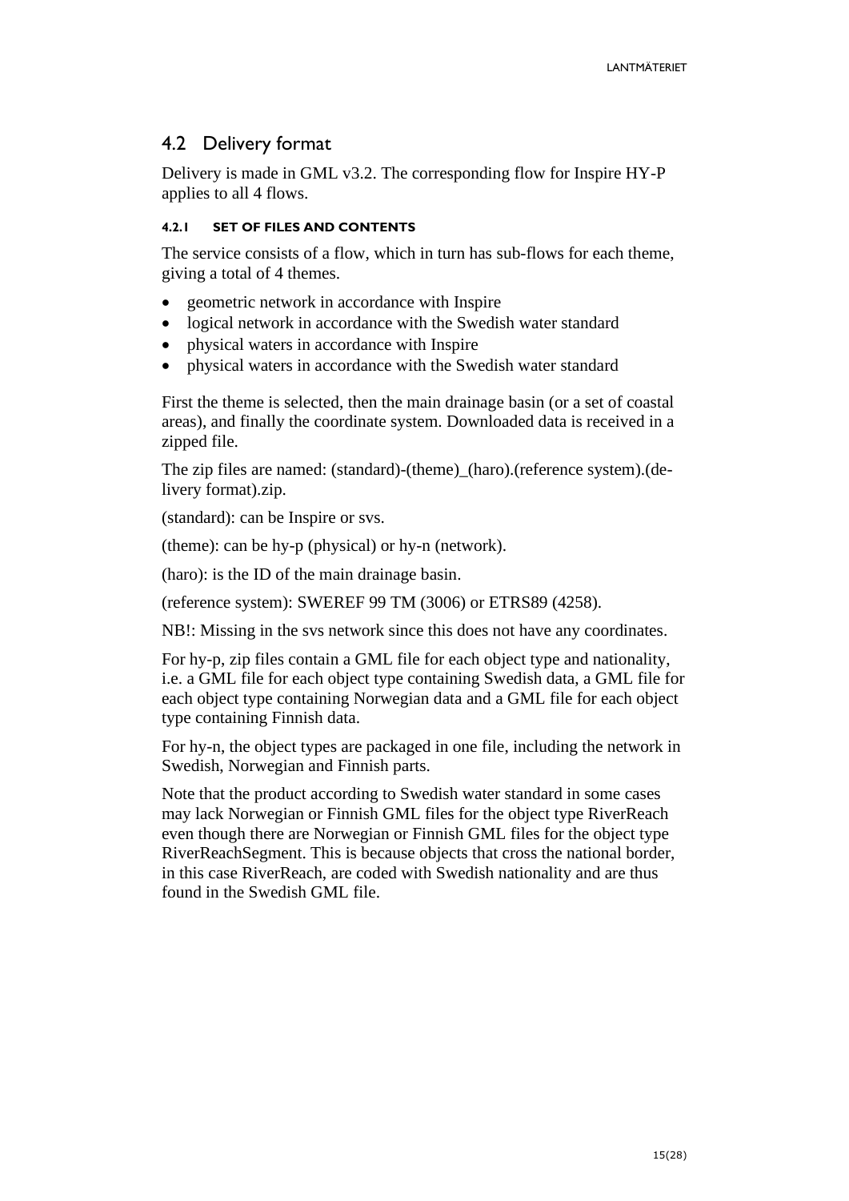## 4.2 Delivery format

Delivery is made in GML v3.2. The corresponding flow for Inspire HY-P applies to all 4 flows.

#### 4.2.1 SET OF FILES AND CONTENTS

The service consists of a flow, which in turn has sub-flows for each theme, giving a total of 4 themes.

- geometric network in accordance with Inspire
- logical network in accordance with the Swedish water standard
- physical waters in accordance with Inspire
- physical waters in accordance with the Swedish water standard

First the theme is selected, then the main drainage basin (or a set of coastal areas), and finally the coordinate system. Downloaded data is received in a zipped file.

The zip files are named: (standard)-(theme)_(haro).(reference system).(delivery format).zip.

(standard): can be Inspire or svs.

(theme): can be hy-p (physical) or hy-n (network).

(haro): is the ID of the main drainage basin.

(reference system): SWEREF 99 TM (3006) or ETRS89 (4258).

NB!: Missing in the svs network since this does not have any coordinates.

For hy-p, zip files contain a GML file for each object type and nationality, i.e. a GML file for each object type containing Swedish data, a GML file for each object type containing Norwegian data and a GML file for each object type containing Finnish data.

For hy-n, the object types are packaged in one file, including the network in Swedish, Norwegian and Finnish parts.

Note that the product according to Swedish water standard in some cases may lack Norwegian or Finnish GML files for the object type RiverReach even though there are Norwegian or Finnish GML files for the object type RiverReachSegment. This is because objects that cross the national border, in this case RiverReach, are coded with Swedish nationality and are thus found in the Swedish GML file.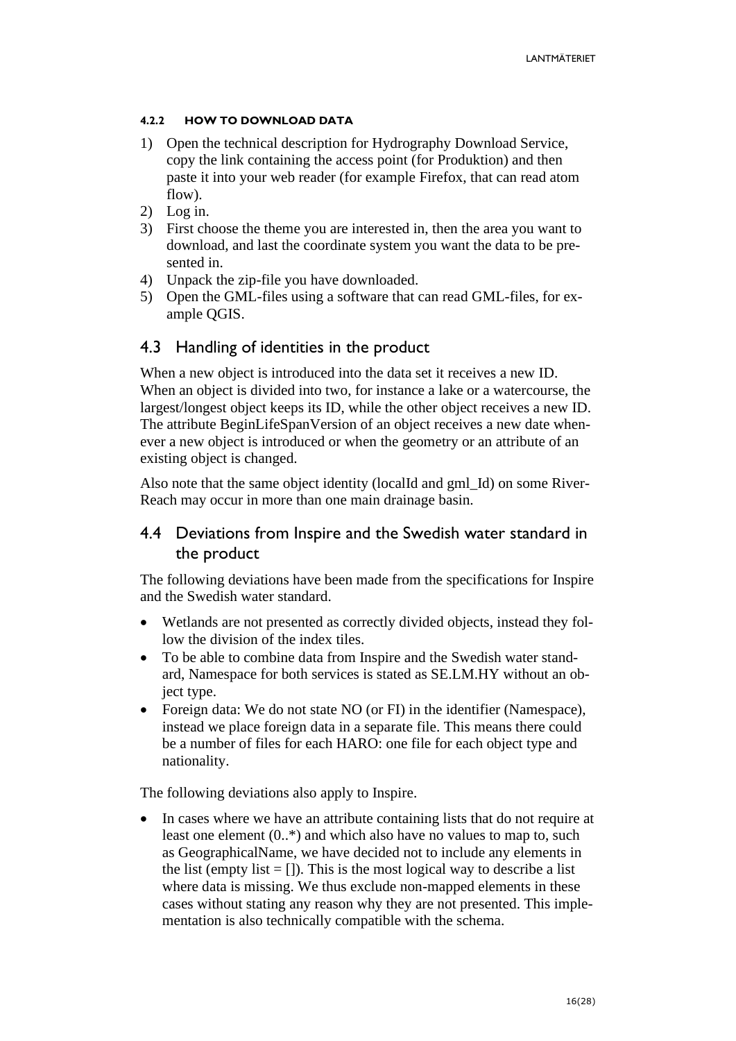#### 4.2.2 HOW TO DOWNLOAD DATA

1) Open the technical description for Hydrography Download Service, copy the link containing the access point (for Produktion) and then paste it into your web reader (for example Firefox, that can read atom flow).
2) Log in.
3) First choose the theme you are interested in, then the area you want to download, and last the coordinate system you want the data to be presented in.
4) Unpack the zip-file you have downloaded.
5) Open the GML-files using a software that can read GML-files, for example QGIS.

## 4.3 Handling of identities in the product

When a new object is introduced into the data set it receives a new ID. When an object is divided into two, for instance a lake or a watercourse, the largest/longest object keeps its ID, while the other object receives a new ID. The attribute BeginLifeSpanVersion of an object receives a new date whenever a new object is introduced or when the geometry or an attribute of an existing object is changed.

Also note that the same object identity (localId and gml_Id) on some RiverReach may occur in more than one main drainage basin.

## 4.4 Deviations from Inspire and the Swedish water standard in the product

The following deviations have been made from the specifications for Inspire and the Swedish water standard.

- Wetlands are not presented as correctly divided objects, instead they follow the division of the index tiles.
- To be able to combine data from Inspire and the Swedish water standard, Namespace for both services is stated as SE.LM.HY without an object type.
- Foreign data: We do not state NO (or FI) in the identifier (Namespace), instead we place foreign data in a separate file. This means there could be a number of files for each HARO: one file for each object type and nationality.

The following deviations also apply to Inspire.

- In cases where we have an attribute containing lists that do not require at least one element (0..*) and which also have no values to map to, such as GeographicalName, we have decided not to include any elements in the list (empty list = []). This is the most logical way to describe a list where data is missing. We thus exclude non-mapped elements in these cases without stating any reason why they are not presented. This implementation is also technically compatible with the schema.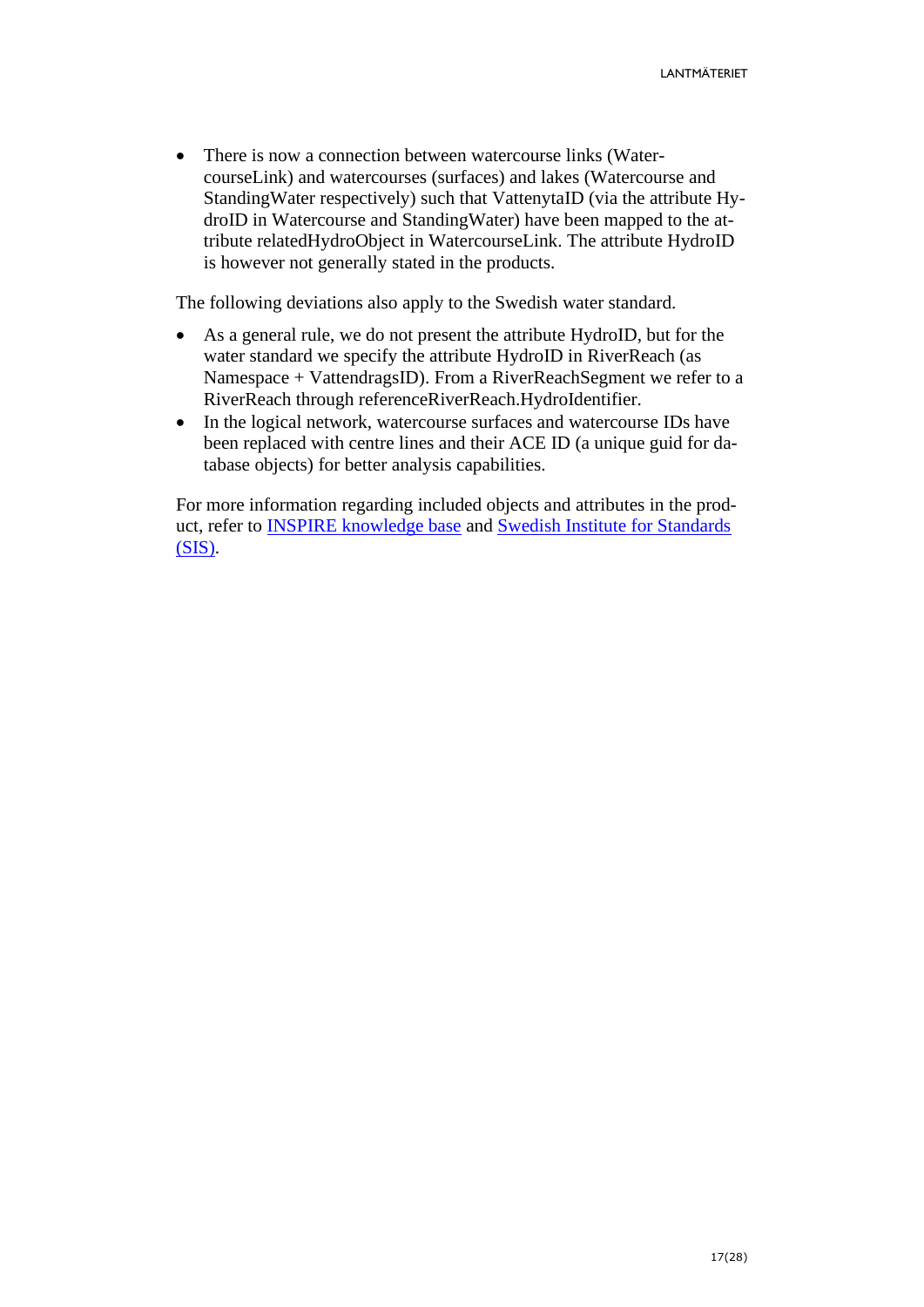- There is now a connection between watercourse links (WatercourseLink) and watercourses (surfaces) and lakes (Watercourse and StandingWater respectively) such that VattenytaID (via the attribute HydroID in Watercourse and StandingWater) have been mapped to the attribute relatedHydroObject in WatercourseLink. The attribute HydroID is however not generally stated in the products.

The following deviations also apply to the Swedish water standard.

- As a general rule, we do not present the attribute HydroID, but for the water standard we specify the attribute HydroID in RiverReach (as Namespace + VattendragsID). From a RiverReachSegment we refer to a RiverReach through referenceRiverReach.HydroIdentifier.
- In the logical network, watercourse surfaces and watercourse IDs have been replaced with centre lines and their ACE ID (a unique guid for database objects) for better analysis capabilities.

For more information regarding included objects and attributes in the product, refer to INSPIRE knowledge base and Swedish Institute for Standards (SIS).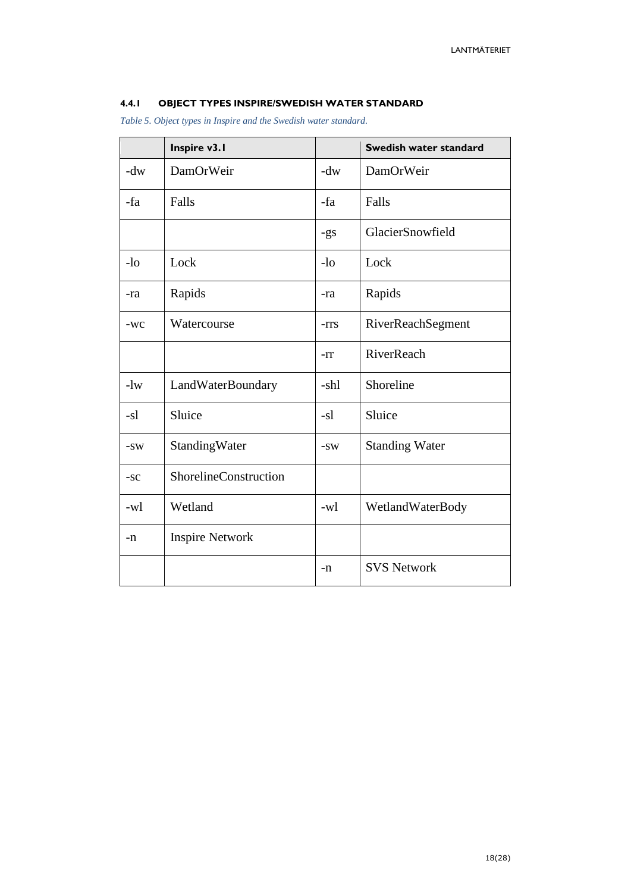#### 4.4.1 OBJECT TYPES INSPIRE/SWEDISH WATER STANDARD

*Table 5. Object types in Inspire and the Swedish water standard.*

| | **Inspire v3.1** | | **Swedish water standard** |
|---|---|---|---|
| -dw | DamOrWeir | -dw | DamOrWeir |
| -fa | Falls | -fa | Falls |
| | | -gs | GlacierSnowfield |
| -lo | Lock | -lo | Lock |
| -ra | Rapids | -ra | Rapids |
| -wc | Watercourse | -rrs | RiverReachSegment |
| | | -rr | RiverReach |
| -lw | LandWaterBoundary | -shl | Shoreline |
| -sl | Sluice | -sl | Sluice |
| -sw | StandingWater | -sw | Standing Water |
| -sc | ShorelineConstruction | | |
| -wl | Wetland | -wl | WetlandWaterBody |
| -n | Inspire Network | | |
| | | -n | SVS Network |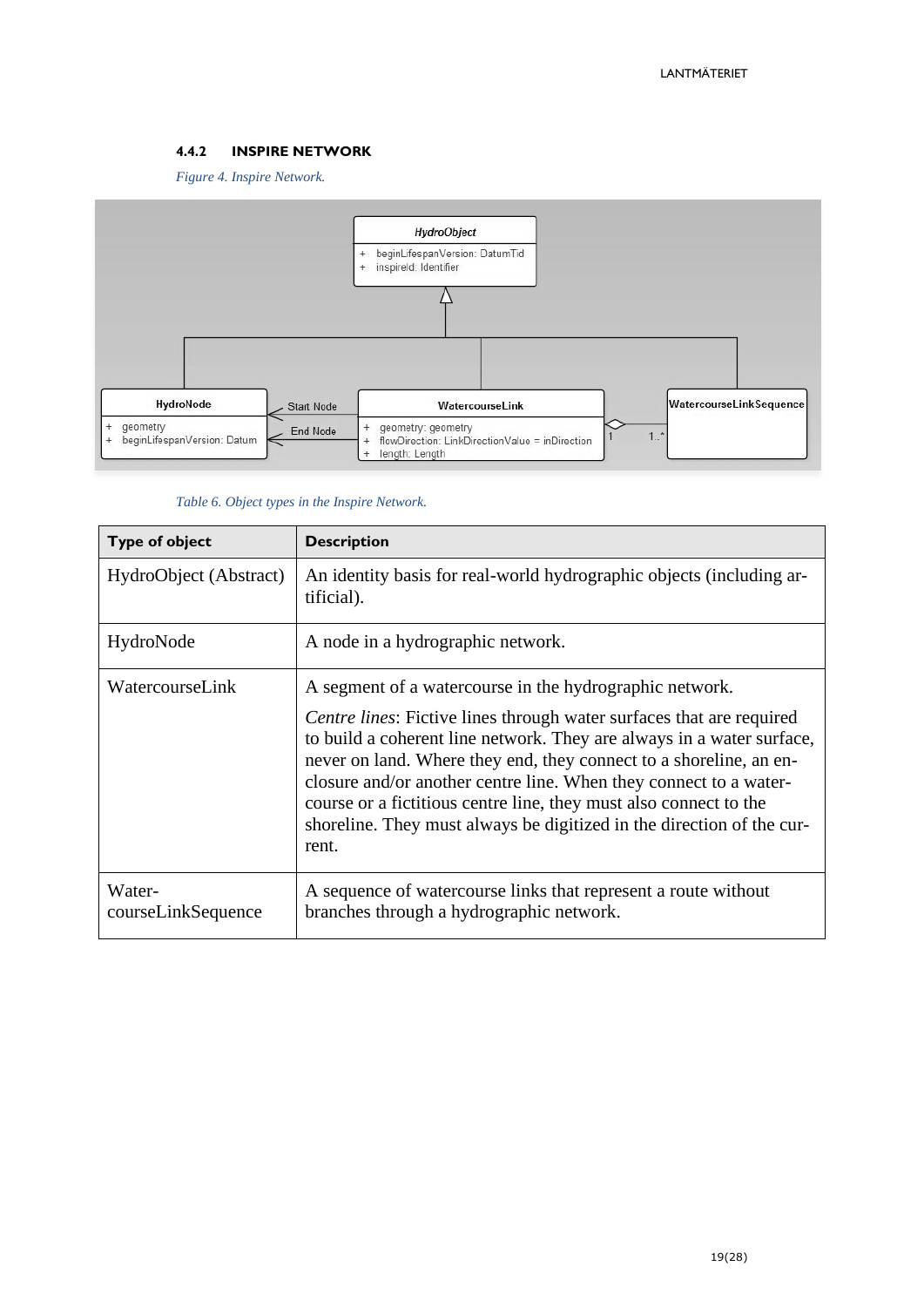### 4.4.2 INSPIRE NETWORK

*Figure 4. Inspire Network.*

*Table 6. Object types in the Inspire Network.*

| Type of object | Description |
|---|---|
| HydroObject (Abstract) | An identity basis for real-world hydrographic objects (including artificial). |
| HydroNode | A node in a hydrographic network. |
| WatercourseLink | A segment of a watercourse in the hydrographic network.<br><br>*Centre lines*: Fictive lines through water surfaces that are required to build a coherent line network. They are always in a water surface, never on land. Where they end, they connect to a shoreline, an enclosure and/or another centre line. When they connect to a watercourse or a fictitious centre line, they must also connect to the shoreline. They must always be digitized in the direction of the current. |
| WatercourseLinkSequence | A sequence of watercourse links that represent a route without branches through a hydrographic network. |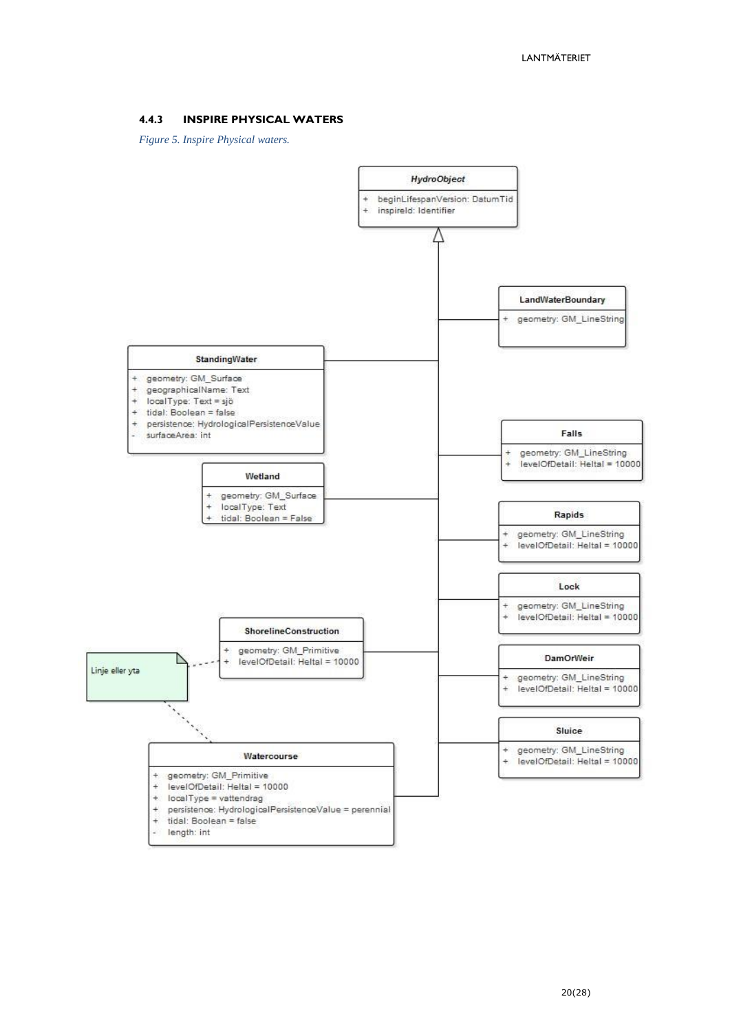#### 4.4.3 INSPIRE PHYSICAL WATERS

*Figure 5. Inspire Physical waters.*

**HydroObject**
- \+ beginLifespanVersion: DatumTid
- \+ inspireId: Identifier

**LandWaterBoundary**
- \+ geometry: GM_LineString

**StandingWater**
- \+ geometry: GM_Surface
- \+ geographicalName: Text
- \+ localType: Text = sjö
- \+ tidal: Boolean = false
- \+ persistence: HydrologicalPersistenceValue
- \- surfaceArea: int

**Falls**
- \+ geometry: GM_LineString
- \+ levelOfDetail: Heltal = 10000

**Wetland**
- \+ geometry: GM_Surface
- \+ localType: Text
- \+ tidal: Boolean = False

**Rapids**
- \+ geometry: GM_LineString
- \+ levelOfDetail: Heltal = 10000

**Lock**
- \+ geometry: GM_LineString
- \+ levelOfDetail: Heltal = 10000

**ShorelineConstruction**
- \+ geometry: GM_Primitive
- \+ levelOfDetail: Heltal = 10000

Linje eller yta

**DamOrWeir**
- \+ geometry: GM_LineString
- \+ levelOfDetail: Heltal = 10000

**Sluice**
- \+ geometry: GM_LineString
- \+ levelOfDetail: Heltal = 10000

**Watercourse**
- \+ geometry: GM_Primitive
- \+ levelOfDetail: Heltal = 10000
- \+ localType = vattendrag
- \+ persistence: HydrologicalPersistenceValue = perennial
- \+ tidal: Boolean = false
- \- length: int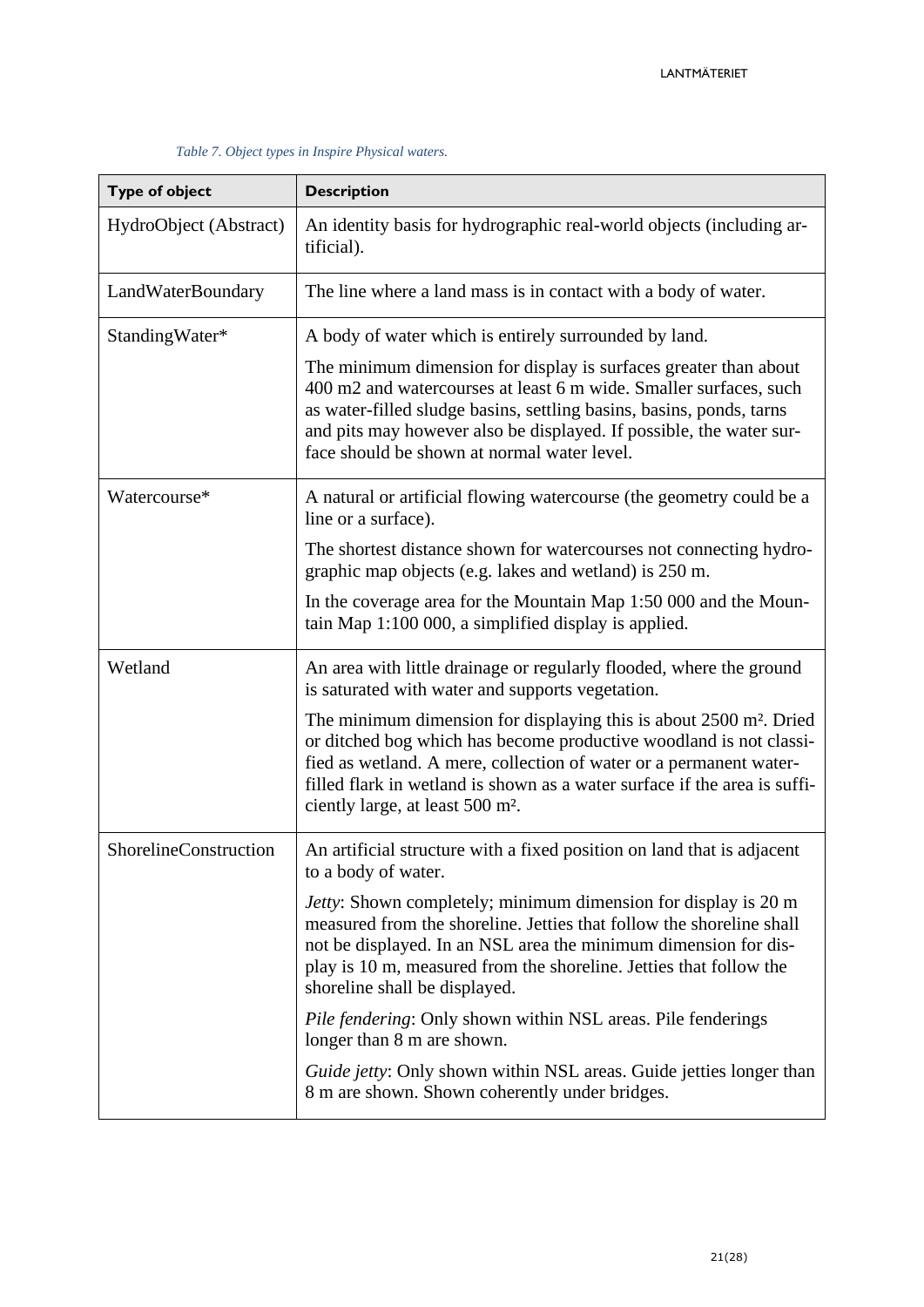*Table 7. Object types in Inspire Physical waters.*

| Type of object | Description |
|---|---|
| HydroObject (Abstract) | An identity basis for hydrographic real-world objects (including artificial). |
| LandWaterBoundary | The line where a land mass is in contact with a body of water. |
| StandingWater* | A body of water which is entirely surrounded by land.<br><br>The minimum dimension for display is surfaces greater than about 400 m2 and watercourses at least 6 m wide. Smaller surfaces, such as water-filled sludge basins, settling basins, basins, ponds, tarns and pits may however also be displayed. If possible, the water surface should be shown at normal water level. |
| Watercourse* | A natural or artificial flowing watercourse (the geometry could be a line or a surface).<br><br>The shortest distance shown for watercourses not connecting hydrographic map objects (e.g. lakes and wetland) is 250 m.<br><br>In the coverage area for the Mountain Map 1:50 000 and the Mountain Map 1:100 000, a simplified display is applied. |
| Wetland | An area with little drainage or regularly flooded, where the ground is saturated with water and supports vegetation.<br><br>The minimum dimension for displaying this is about 2500 m². Dried or ditched bog which has become productive woodland is not classified as wetland. A mere, collection of water or a permanent water-filled flark in wetland is shown as a water surface if the area is sufficiently large, at least 500 m². |
| ShorelineConstruction | An artificial structure with a fixed position on land that is adjacent to a body of water.<br><br>*Jetty*: Shown completely; minimum dimension for display is 20 m measured from the shoreline. Jetties that follow the shoreline shall not be displayed. In an NSL area the minimum dimension for display is 10 m, measured from the shoreline. Jetties that follow the shoreline shall be displayed.<br><br>*Pile fendering*: Only shown within NSL areas. Pile fenderings longer than 8 m are shown.<br><br>*Guide jetty*: Only shown within NSL areas. Guide jetties longer than 8 m are shown. Shown coherently under bridges. |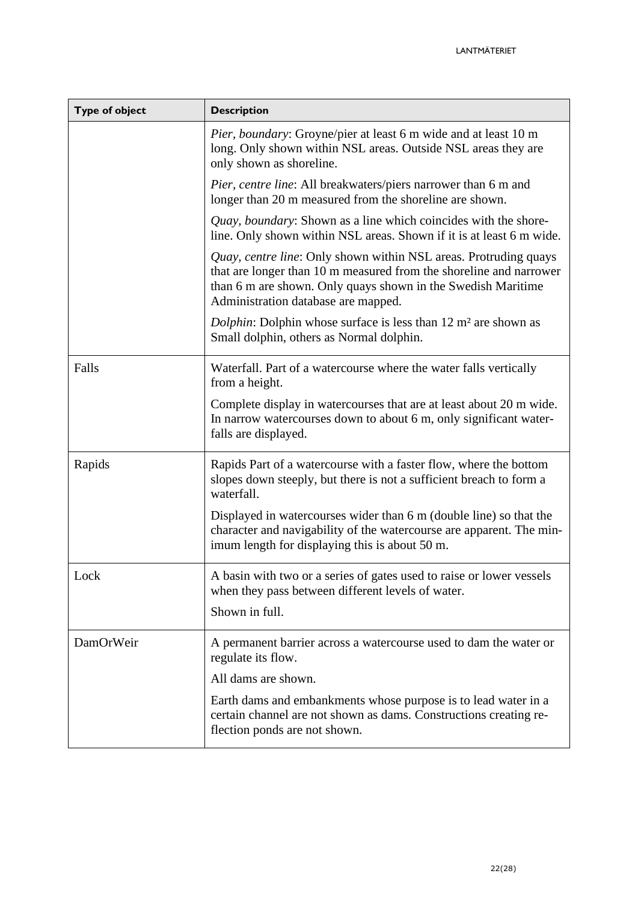| Type of object | Description |
| --- | --- |
| | *Pier, boundary*: Groyne/pier at least 6 m wide and at least 10 m long. Only shown within NSL areas. Outside NSL areas they are only shown as shoreline.<br><br>*Pier, centre line*: All breakwaters/piers narrower than 6 m and longer than 20 m measured from the shoreline are shown.<br><br>*Quay, boundary*: Shown as a line which coincides with the shoreline. Only shown within NSL areas. Shown if it is at least 6 m wide.<br><br>*Quay, centre line*: Only shown within NSL areas. Protruding quays that are longer than 10 m measured from the shoreline and narrower than 6 m are shown. Only quays shown in the Swedish Maritime Administration database are mapped.<br><br>*Dolphin*: Dolphin whose surface is less than 12 m² are shown as Small dolphin, others as Normal dolphin. |
| Falls | Waterfall. Part of a watercourse where the water falls vertically from a height.<br><br>Complete display in watercourses that are at least about 20 m wide. In narrow watercourses down to about 6 m, only significant waterfalls are displayed. |
| Rapids | Rapids Part of a watercourse with a faster flow, where the bottom slopes down steeply, but there is not a sufficient breach to form a waterfall.<br><br>Displayed in watercourses wider than 6 m (double line) so that the character and navigability of the watercourse are apparent. The minimum length for displaying this is about 50 m. |
| Lock | A basin with two or a series of gates used to raise or lower vessels when they pass between different levels of water.<br><br>Shown in full. |
| DamOrWeir | A permanent barrier across a watercourse used to dam the water or regulate its flow.<br><br>All dams are shown.<br><br>Earth dams and embankments whose purpose is to lead water in a certain channel are not shown as dams. Constructions creating reflection ponds are not shown. |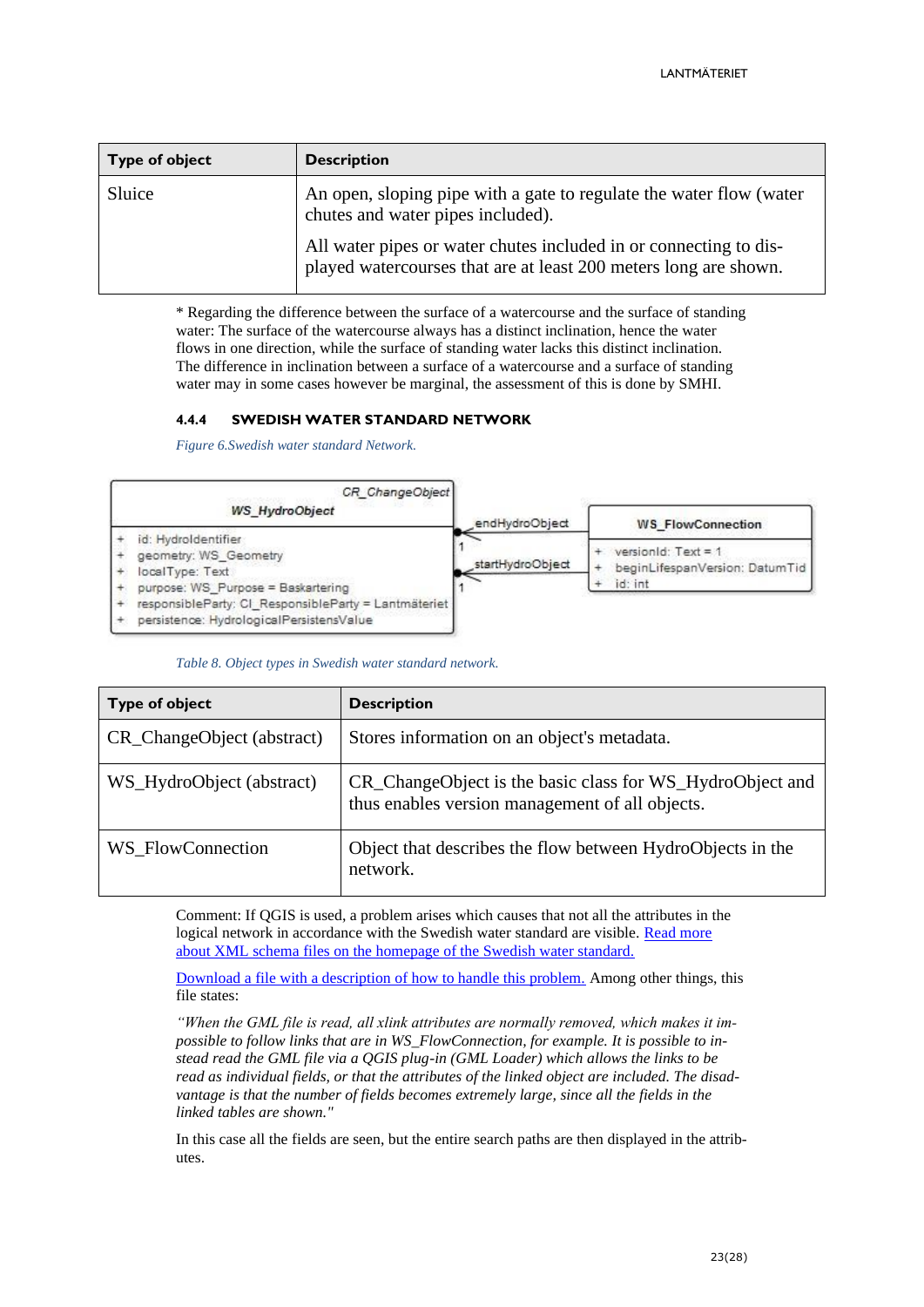| Type of object | Description |
|---|---|
| Sluice | An open, sloping pipe with a gate to regulate the water flow (water chutes and water pipes included).<br><br>All water pipes or water chutes included in or connecting to displayed watercourses that are at least 200 meters long are shown. |

* Regarding the difference between the surface of a watercourse and the surface of standing water: The surface of the watercourse always has a distinct inclination, hence the water flows in one direction, while the surface of standing water lacks this distinct inclination. The difference in inclination between a surface of a watercourse and a surface of standing water may in some cases however be marginal, the assessment of this is done by SMHI.

#### 4.4.4 SWEDISH WATER STANDARD NETWORK

*Figure 6.Swedish water standard Network.*

CR_ChangeObject

**WS_HydroObject**

+ id: HydroIdentifier
+ geometry: WS_Geometry
+ localType: Text
+ purpose: WS_Purpose = Baskartering
+ responsibleParty: CI_ResponsibleParty = Lantmäteriet
+ persistence: HydrologicalPersistensValue

endHydroObject 1

startHydroObject 1

**WS_FlowConnection**

+ versionId: Text = 1
+ beginLifespanVersion: DatumTid
+ id: int

*Table 8. Object types in Swedish water standard network.*

| Type of object | Description |
|---|---|
| CR_ChangeObject (abstract) | Stores information on an object's metadata. |
| WS_HydroObject (abstract) | CR_ChangeObject is the basic class for WS_HydroObject and thus enables version management of all objects. |
| WS_FlowConnection | Object that describes the flow between HydroObjects in the network. |

Comment: If QGIS is used, a problem arises which causes that not all the attributes in the logical network in accordance with the Swedish water standard are visible. Read more about XML schema files on the homepage of the Swedish water standard.

Download a file with a description of how to handle this problem. Among other things, this file states:

*"When the GML file is read, all xlink attributes are normally removed, which makes it impossible to follow links that are in WS_FlowConnection, for example. It is possible to instead read the GML file via a QGIS plug-in (GML Loader) which allows the links to be read as individual fields, or that the attributes of the linked object are included. The disadvantage is that the number of fields becomes extremely large, since all the fields in the linked tables are shown."*

In this case all the fields are seen, but the entire search paths are then displayed in the attributes.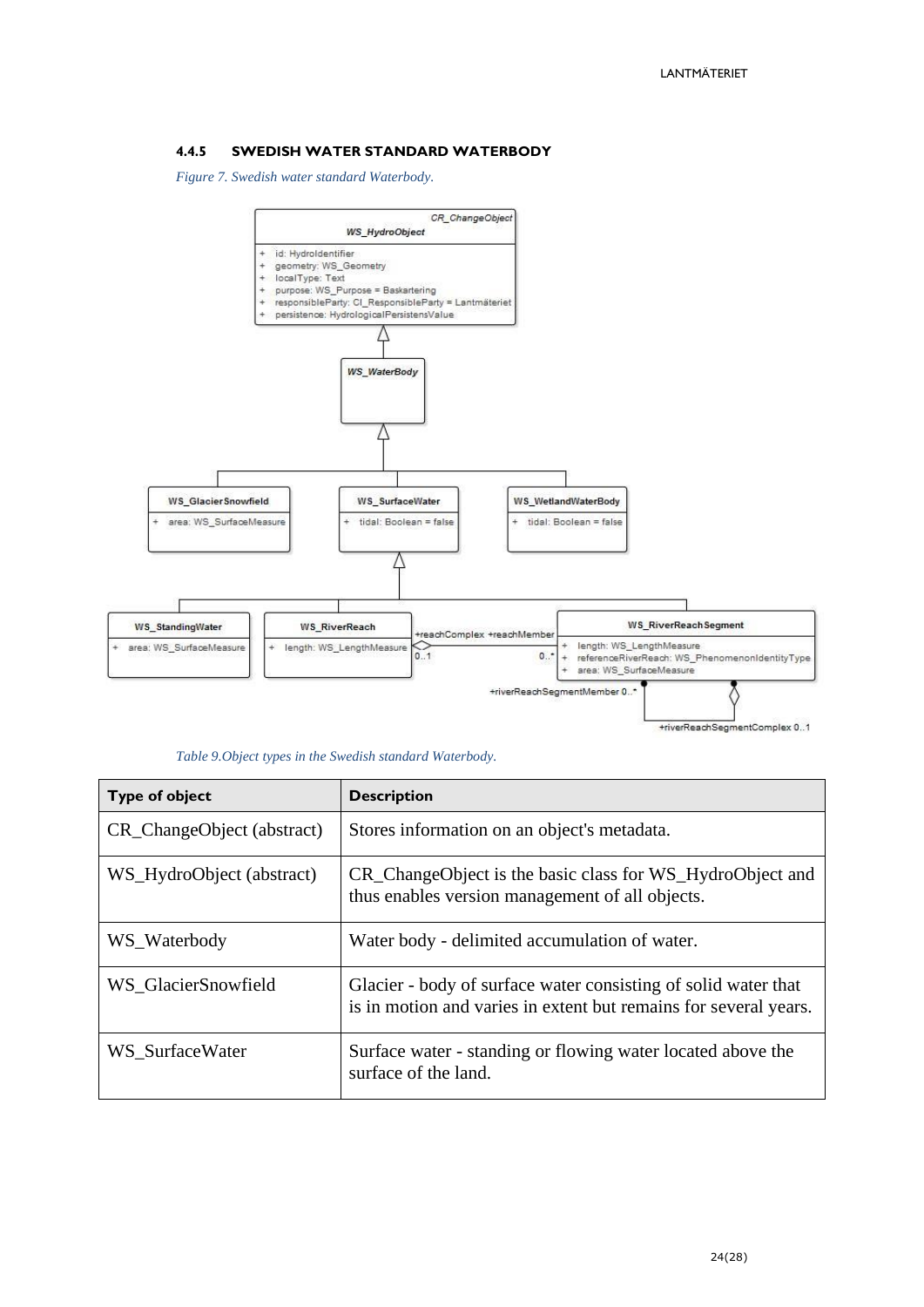#### 4.4.5 SWEDISH WATER STANDARD WATERBODY

*Figure 7. Swedish water standard Waterbody.*

*Table 9.Object types in the Swedish standard Waterbody.*

| Type of object | Description |
|---|---|
| CR_ChangeObject (abstract) | Stores information on an object's metadata. |
| WS_HydroObject (abstract) | CR_ChangeObject is the basic class for WS_HydroObject and thus enables version management of all objects. |
| WS_Waterbody | Water body - delimited accumulation of water. |
| WS_GlacierSnowfield | Glacier - body of surface water consisting of solid water that is in motion and varies in extent but remains for several years. |
| WS_SurfaceWater | Surface water - standing or flowing water located above the surface of the land. |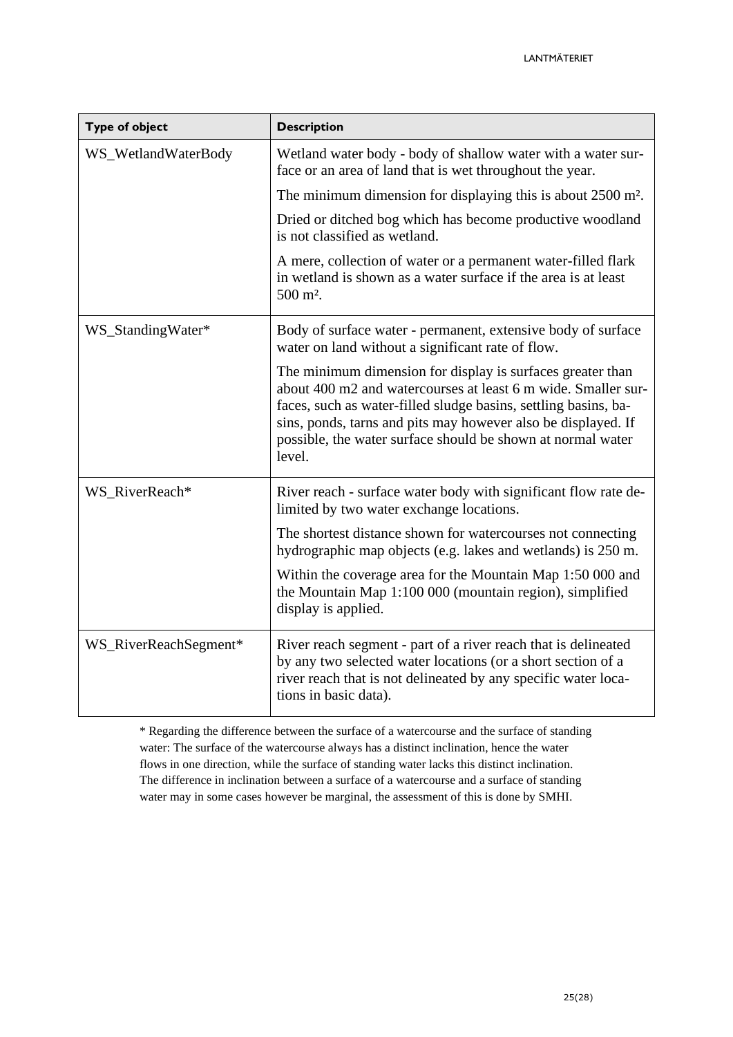| Type of object | Description |
|---|---|
| WS_WetlandWaterBody | Wetland water body - body of shallow water with a water surface or an area of land that is wet throughout the year.<br><br>The minimum dimension for displaying this is about 2500 m².<br><br>Dried or ditched bog which has become productive woodland is not classified as wetland.<br><br>A mere, collection of water or a permanent water-filled flark in wetland is shown as a water surface if the area is at least 500 m². |
| WS_StandingWater* | Body of surface water - permanent, extensive body of surface water on land without a significant rate of flow.<br><br>The minimum dimension for display is surfaces greater than about 400 m2 and watercourses at least 6 m wide. Smaller surfaces, such as water-filled sludge basins, settling basins, basins, ponds, tarns and pits may however also be displayed. If possible, the water surface should be shown at normal water level. |
| WS_RiverReach* | River reach - surface water body with significant flow rate delimited by two water exchange locations.<br><br>The shortest distance shown for watercourses not connecting hydrographic map objects (e.g. lakes and wetlands) is 250 m.<br><br>Within the coverage area for the Mountain Map 1:50 000 and the Mountain Map 1:100 000 (mountain region), simplified display is applied. |
| WS_RiverReachSegment* | River reach segment - part of a river reach that is delineated by any two selected water locations (or a short section of a river reach that is not delineated by any specific water locations in basic data). |

* Regarding the difference between the surface of a watercourse and the surface of standing water: The surface of the watercourse always has a distinct inclination, hence the water flows in one direction, while the surface of standing water lacks this distinct inclination. The difference in inclination between a surface of a watercourse and a surface of standing water may in some cases however be marginal, the assessment of this is done by SMHI.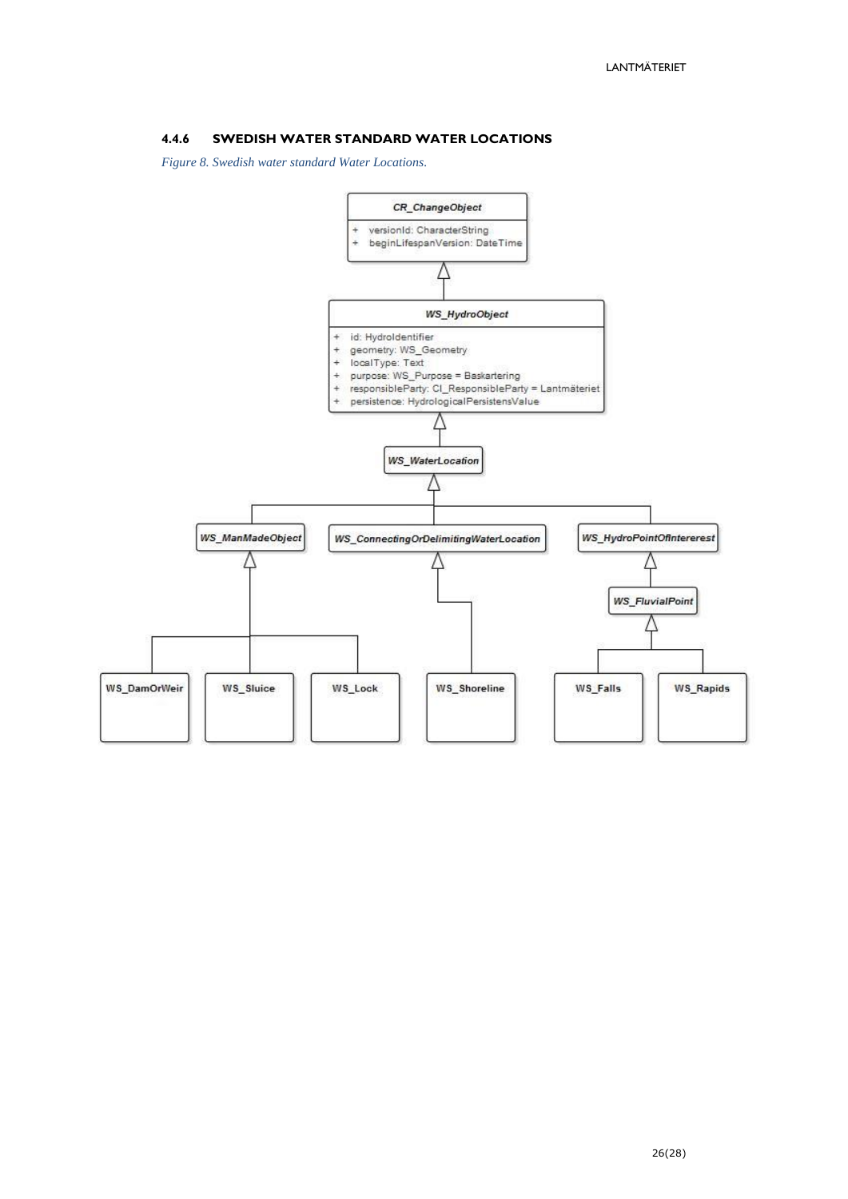#### 4.4.6 SWEDISH WATER STANDARD WATER LOCATIONS

*Figure 8. Swedish water standard Water Locations.*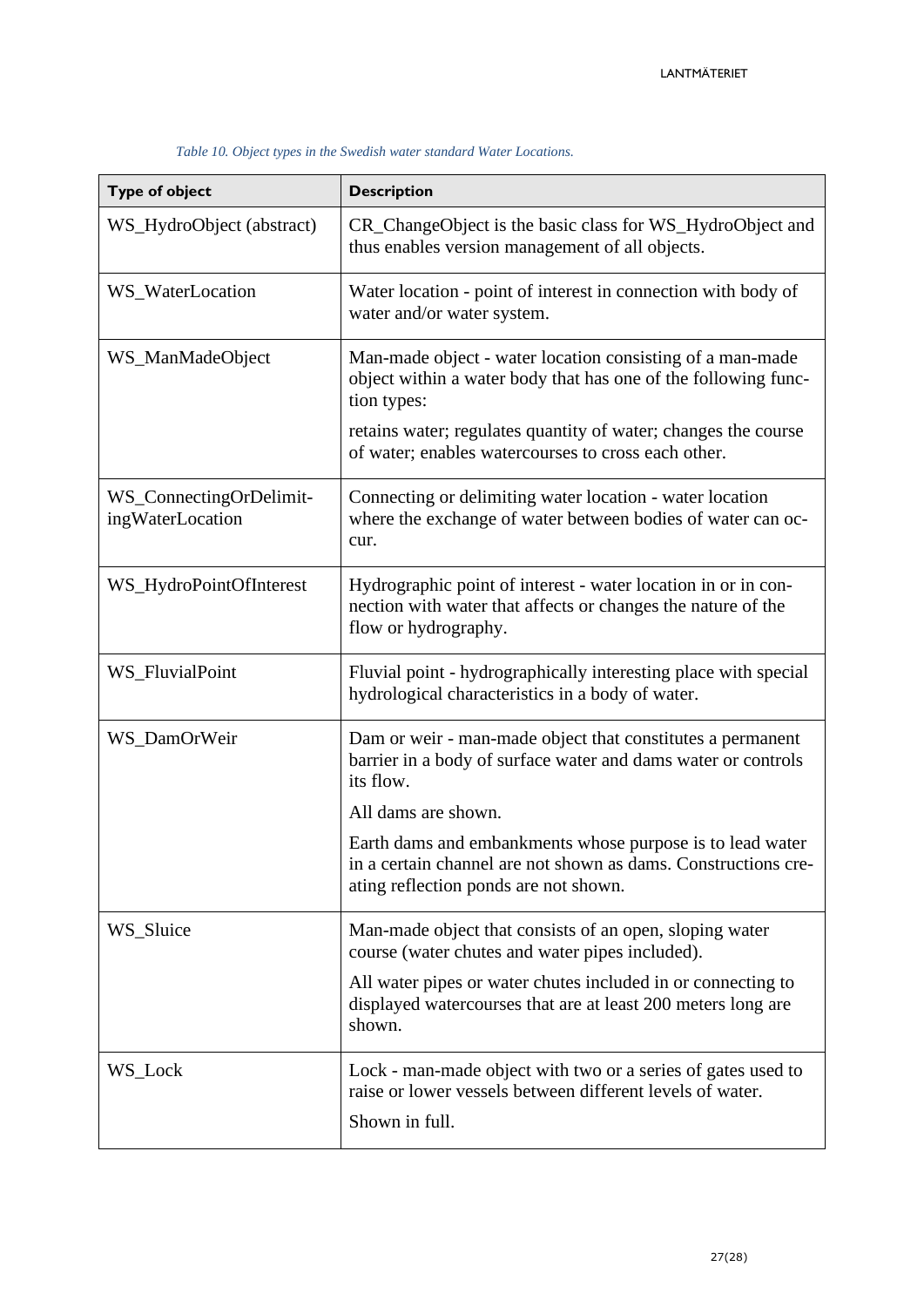*Table 10. Object types in the Swedish water standard Water Locations.*

| Type of object | Description |
|---|---|
| WS_HydroObject (abstract) | CR_ChangeObject is the basic class for WS_HydroObject and thus enables version management of all objects. |
| WS_WaterLocation | Water location - point of interest in connection with body of water and/or water system. |
| WS_ManMadeObject | Man-made object - water location consisting of a man-made object within a water body that has one of the following function types: retains water; regulates quantity of water; changes the course of water; enables watercourses to cross each other. |
| WS_ConnectingOrDelimitingWaterLocation | Connecting or delimiting water location - water location where the exchange of water between bodies of water can occur. |
| WS_HydroPointOfInterest | Hydrographic point of interest - water location in or in connection with water that affects or changes the nature of the flow or hydrography. |
| WS_FluvialPoint | Fluvial point - hydrographically interesting place with special hydrological characteristics in a body of water. |
| WS_DamOrWeir | Dam or weir - man-made object that constitutes a permanent barrier in a body of surface water and dams water or controls its flow. All dams are shown. Earth dams and embankments whose purpose is to lead water in a certain channel are not shown as dams. Constructions creating reflection ponds are not shown. |
| WS_Sluice | Man-made object that consists of an open, sloping water course (water chutes and water pipes included). All water pipes or water chutes included in or connecting to displayed watercourses that are at least 200 meters long are shown. |
| WS_Lock | Lock - man-made object with two or a series of gates used to raise or lower vessels between different levels of water. Shown in full. |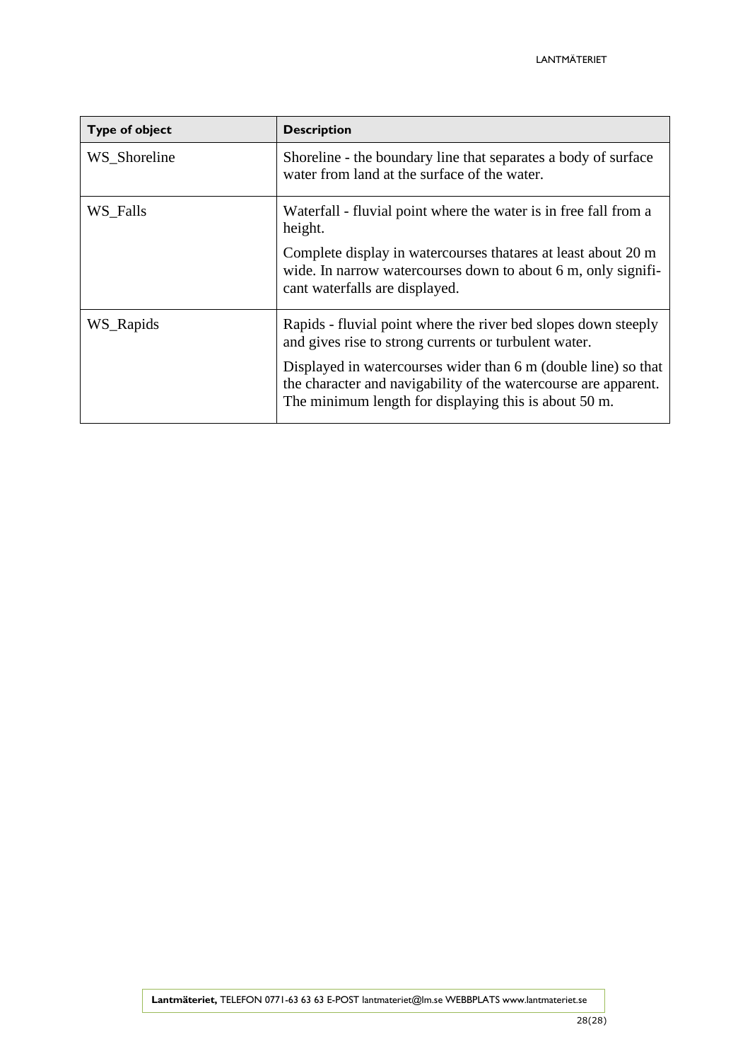| Type of object | Description |
|---|---|
| WS_Shoreline | Shoreline - the boundary line that separates a body of surface water from land at the surface of the water. |
| WS_Falls | Waterfall - fluvial point where the water is in free fall from a height.<br><br>Complete display in watercourses thatares at least about 20 m wide. In narrow watercourses down to about 6 m, only significant waterfalls are displayed. |
| WS_Rapids | Rapids - fluvial point where the river bed slopes down steeply and gives rise to strong currents or turbulent water.<br><br>Displayed in watercourses wider than 6 m (double line) so that the character and navigability of the watercourse are apparent. The minimum length for displaying this is about 50 m. |